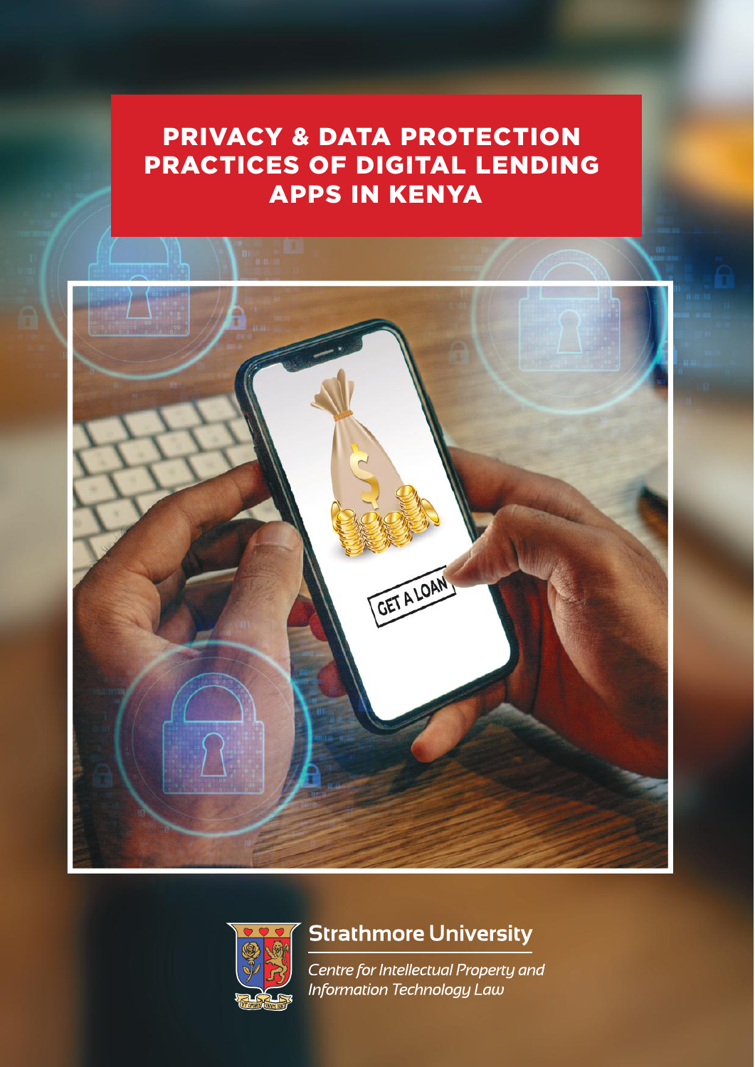# PRIVACY & DATA PROTECTION PRACTICES OF DIGITAL LENDING APPS IN KENYA

Strathmore University

*Centre for Intellectual Property and Information Technology Law*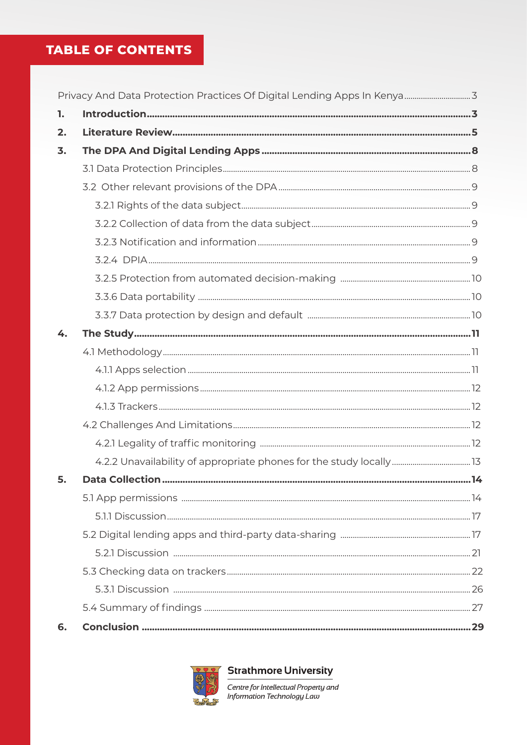# TABLE OF CONTENTS

Privacy And Data Protection Practices Of Digital Lending Apps In Kenya ... 3

**1. Introduction ... 3**

**2. Literature Review ... 5**

**3. The DPA And Digital Lending Apps ... 8**

- 3.1 Data Protection Principles ... 8
- 3.2 Other relevant provisions of the DPA ... 9
  - 3.2.1 Rights of the data subject ... 9
  - 3.2.2 Collection of data from the data subject ... 9
  - 3.2.3 Notification and information ... 9
  - 3.2.4 DPIA ... 9
  - 3.2.5 Protection from automated decision-making ... 10
  - 3.3.6 Data portability ... 10
  - 3.3.7 Data protection by design and default ... 10

**4. The Study ... 11**

- 4.1 Methodology ... 11
  - 4.1.1 Apps selection ... 11
  - 4.1.2 App permissions ... 12
  - 4.1.3 Trackers ... 12
- 4.2 Challenges And Limitations ... 12
  - 4.2.1 Legality of traffic monitoring ... 12
  - 4.2.2 Unavailability of appropriate phones for the study locally ... 13

**5. Data Collection ... 14**

- 5.1 App permissions ... 14
  - 5.1.1 Discussion ... 17
- 5.2 Digital lending apps and third-party data-sharing ... 17
  - 5.2.1 Discussion ... 21
- 5.3 Checking data on trackers ... 22
  - 5.3.1 Discussion ... 26
- 5.4 Summary of findings ... 27

**6. Conclusion ... 29**

Strathmore University

*Centre for Intellectual Property and Information Technology Law*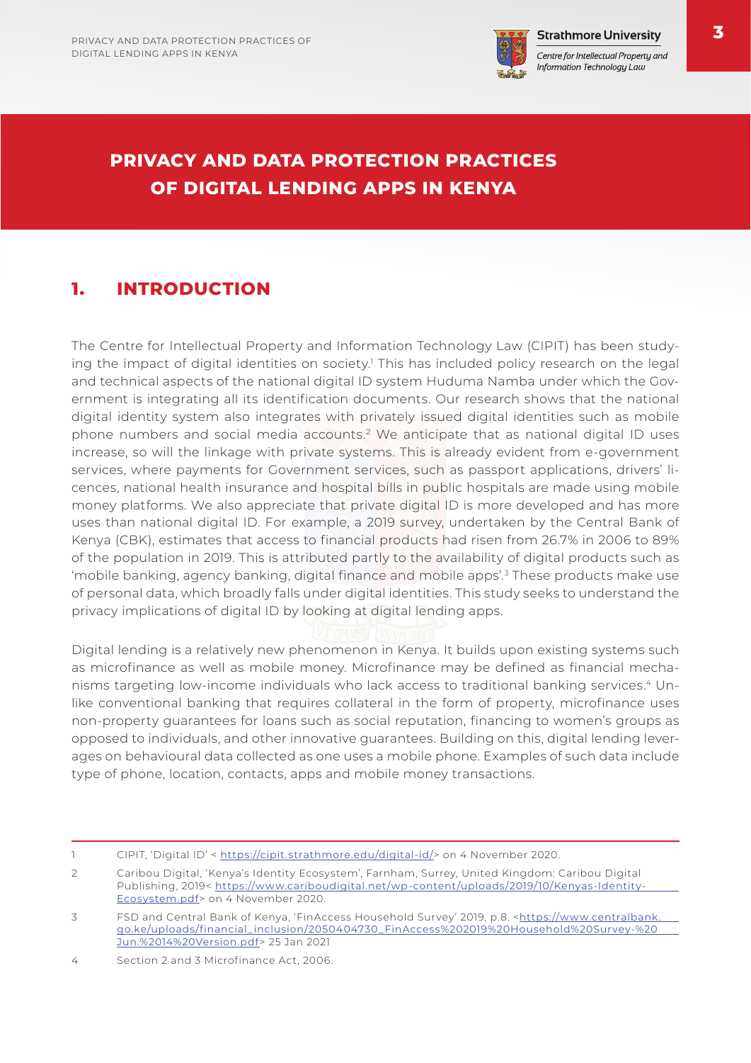# PRIVACY AND DATA PROTECTION PRACTICES OF DIGITAL LENDING APPS IN KENYA

## 1. INTRODUCTION

The Centre for Intellectual Property and Information Technology Law (CIPIT) has been studying the impact of digital identities on society.[1] This has included policy research on the legal and technical aspects of the national digital ID system Huduma Namba under which the Government is integrating all its identification documents. Our research shows that the national digital identity system also integrates with privately issued digital identities such as mobile phone numbers and social media accounts.[2] We anticipate that as national digital ID uses increase, so will the linkage with private systems. This is already evident from e-government services, where payments for Government services, such as passport applications, drivers' licences, national health insurance and hospital bills in public hospitals are made using mobile money platforms. We also appreciate that private digital ID is more developed and has more uses than national digital ID. For example, a 2019 survey, undertaken by the Central Bank of Kenya (CBK), estimates that access to financial products had risen from 26.7% in 2006 to 89% of the population in 2019. This is attributed partly to the availability of digital products such as 'mobile banking, agency banking, digital finance and mobile apps'.[3] These products make use of personal data, which broadly falls under digital identities. This study seeks to understand the privacy implications of digital ID by looking at digital lending apps.

Digital lending is a relatively new phenomenon in Kenya. It builds upon existing systems such as microfinance as well as mobile money. Microfinance may be defined as financial mechanisms targeting low-income individuals who lack access to traditional banking services.[4] Unlike conventional banking that requires collateral in the form of property, microfinance uses non-property guarantees for loans such as social reputation, financing to women's groups as opposed to individuals, and other innovative guarantees. Building on this, digital lending leverages on behavioural data collected as one uses a mobile phone. Examples of such data include type of phone, location, contacts, apps and mobile money transactions.

---

1 CIPIT, 'Digital ID' < https://cipit.strathmore.edu/digital-id/> on 4 November 2020.

2 Caribou Digital, 'Kenya's Identity Ecosystem', Farnham, Surrey, United Kingdom: Caribou Digital Publishing, 2019< https://www.cariboudigital.net/wp-content/uploads/2019/10/Kenyas-Identity-Ecosystem.pdf> on 4 November 2020.

3 FSD and Central Bank of Kenya, 'FinAccess Household Survey' 2019, p.8. <https://www.centralbank.go.ke/uploads/financial_inclusion/2050404730_FinAccess%202019%20Household%20Survey-%20Jun.%2014%20Version.pdf> 25 Jan 2021

4 Section 2 and 3 Microfinance Act, 2006.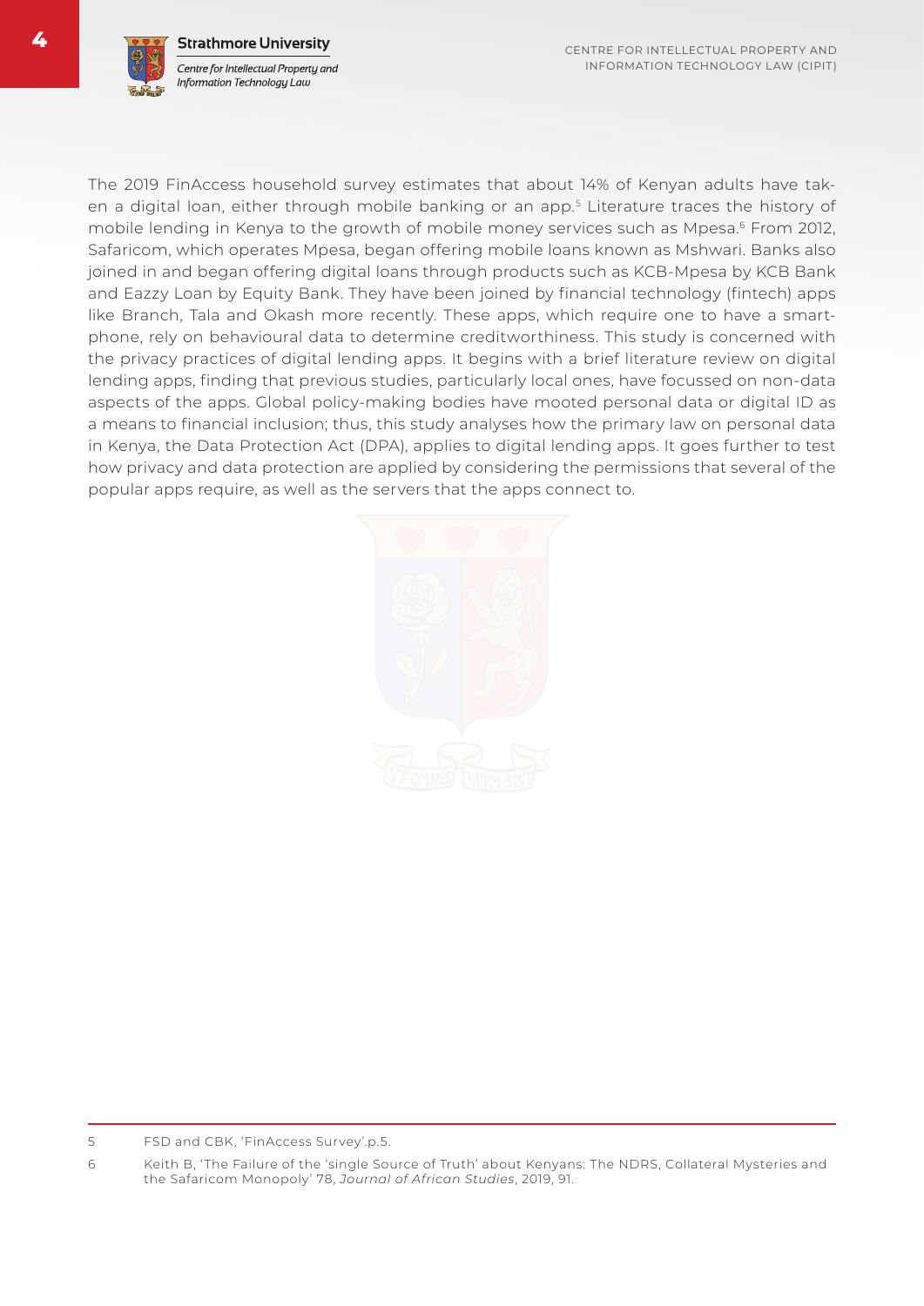The 2019 FinAccess household survey estimates that about 14% of Kenyan adults have taken a digital loan, either through mobile banking or an app.[5] Literature traces the history of mobile lending in Kenya to the growth of mobile money services such as Mpesa.[6] From 2012, Safaricom, which operates Mpesa, began offering mobile loans known as Mshwari. Banks also joined in and began offering digital loans through products such as KCB-Mpesa by KCB Bank and Eazzy Loan by Equity Bank. They have been joined by financial technology (fintech) apps like Branch, Tala and Okash more recently. These apps, which require one to have a smartphone, rely on behavioural data to determine creditworthiness. This study is concerned with the privacy practices of digital lending apps. It begins with a brief literature review on digital lending apps, finding that previous studies, particularly local ones, have focussed on non-data aspects of the apps. Global policy-making bodies have mooted personal data or digital ID as a means to financial inclusion; thus, this study analyses how the primary law on personal data in Kenya, the Data Protection Act (DPA), applies to digital lending apps. It goes further to test how privacy and data protection are applied by considering the permissions that several of the popular apps require, as well as the servers that the apps connect to.

---

5 FSD and CBK, 'FinAccess Survey'.p.5.

6 Keith B, 'The Failure of the 'single Source of Truth' about Kenyans: The NDRS, Collateral Mysteries and the Safaricom Monopoly' 78, *Journal of African Studies*, 2019, 91.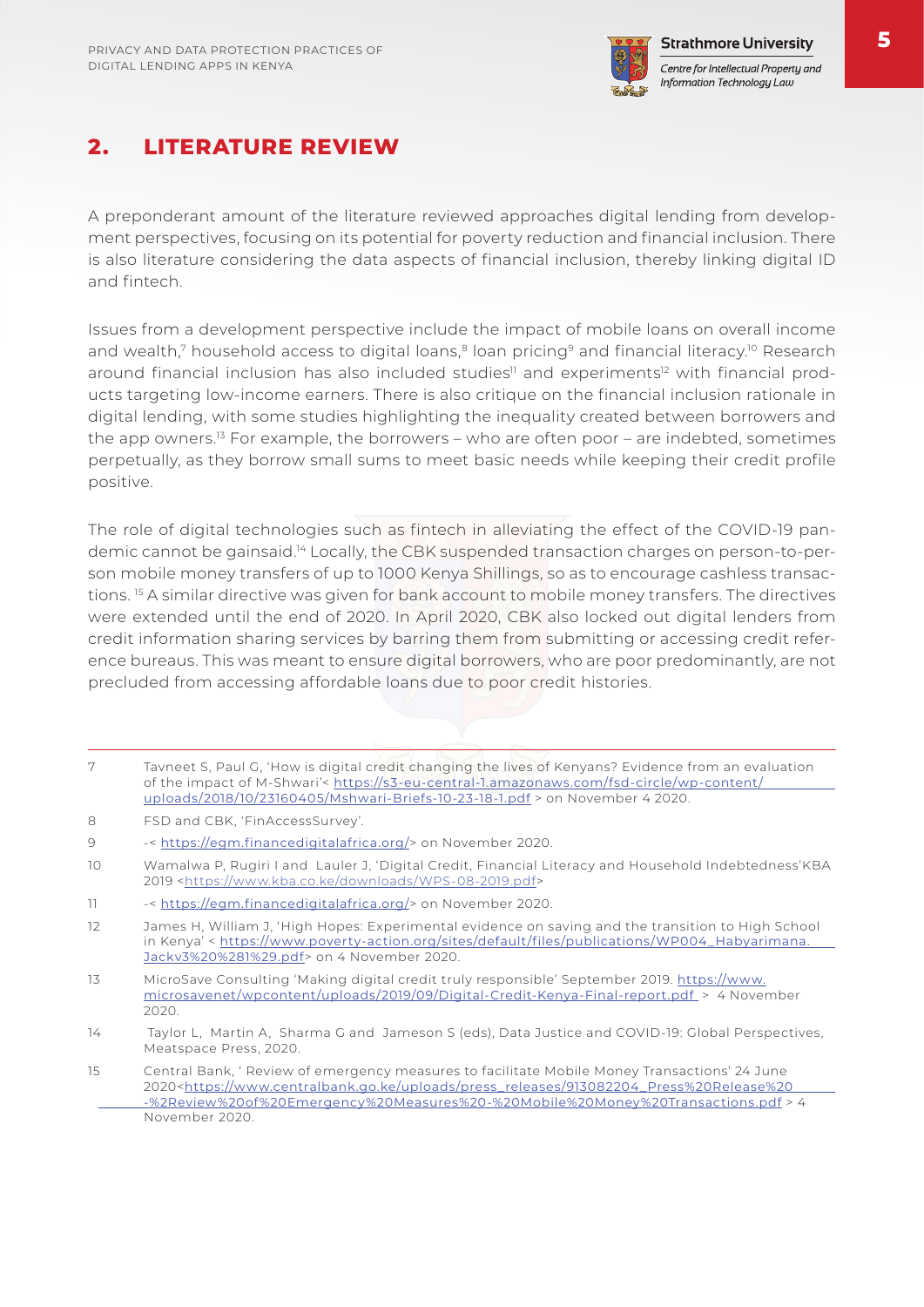## 2. LITERATURE REVIEW

A preponderant amount of the literature reviewed approaches digital lending from development perspectives, focusing on its potential for poverty reduction and financial inclusion. There is also literature considering the data aspects of financial inclusion, thereby linking digital ID and fintech.

Issues from a development perspective include the impact of mobile loans on overall income and wealth,[7] household access to digital loans,[8] loan pricing[9] and financial literacy.[10] Research around financial inclusion has also included studies[11] and experiments[12] with financial products targeting low-income earners. There is also critique on the financial inclusion rationale in digital lending, with some studies highlighting the inequality created between borrowers and the app owners.[13] For example, the borrowers – who are often poor – are indebted, sometimes perpetually, as they borrow small sums to meet basic needs while keeping their credit profile positive.

The role of digital technologies such as fintech in alleviating the effect of the COVID-19 pandemic cannot be gainsaid.[14] Locally, the CBK suspended transaction charges on person-to-person mobile money transfers of up to 1000 Kenya Shillings, so as to encourage cashless transactions. [15] A similar directive was given for bank account to mobile money transfers. The directives were extended until the end of 2020. In April 2020, CBK also locked out digital lenders from credit information sharing services by barring them from submitting or accessing credit reference bureaus. This was meant to ensure digital borrowers, who are poor predominantly, are not precluded from accessing affordable loans due to poor credit histories.

---

7 Tavneet S, Paul G, 'How is digital credit changing the lives of Kenyans? Evidence from an evaluation of the impact of M-Shwari'< https://s3-eu-central-1.amazonaws.com/fsd-circle/wp-content/uploads/2018/10/23160405/Mshwari-Briefs-10-23-18-1.pdf > on November 4 2020.

8 FSD and CBK, 'FinAccessSurvey'.

9 -< https://egm.financedigitalafrica.org/> on November 2020.

10 Wamalwa P, Rugiri I and Lauler J, 'Digital Credit, Financial Literacy and Household Indebtedness'KBA 2019 <https://www.kba.co.ke/downloads/WPS-08-2019.pdf>

11 -< https://egm.financedigitalafrica.org/> on November 2020.

12 James H, William J, 'High Hopes: Experimental evidence on saving and the transition to High School in Kenya' < https://www.poverty-action.org/sites/default/files/publications/WP004_Habyarimana.Jackv3%20%281%29.pdf> on 4 November 2020.

13 MicroSave Consulting 'Making digital credit truly responsible' September 2019. https://www.microsavenet/wpcontent/uploads/2019/09/Digital-Credit-Kenya-Final-report.pdf > 4 November 2020.

14 Taylor L, Martin A, Sharma G and Jameson S (eds), Data Justice and COVID-19: Global Perspectives, Meatspace Press, 2020.

15 Central Bank, ' Review of emergency measures to facilitate Mobile Money Transactions' 24 June 2020<https://www.centralbank.go.ke/uploads/press_releases/913082204_Press%20Release%20-%2Review%20of%20Emergency%20Measures%20-%20Mobile%20Money%20Transactions.pdf > 4 November 2020.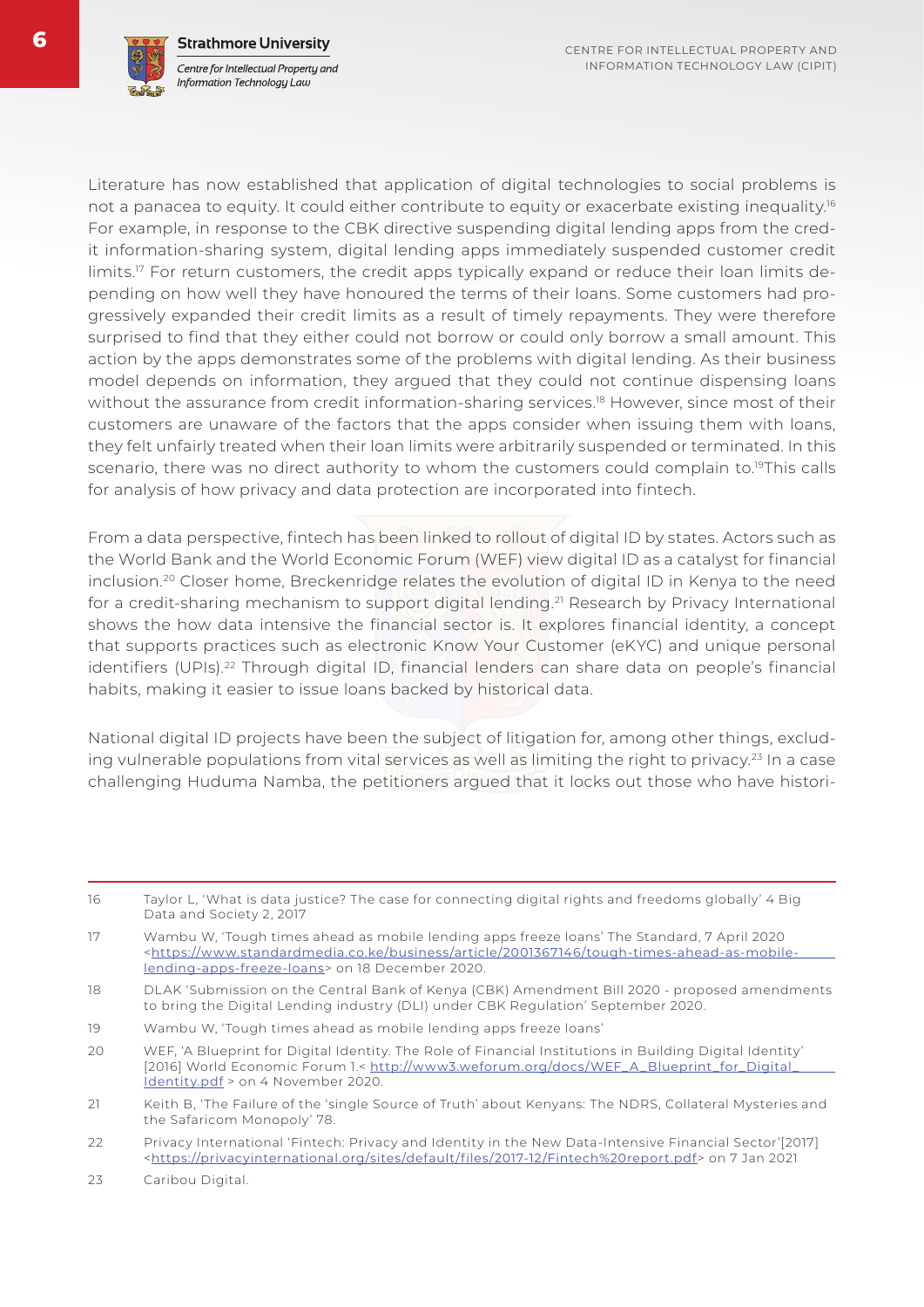Literature has now established that application of digital technologies to social problems is not a panacea to equity. It could either contribute to equity or exacerbate existing inequality.[16] For example, in response to the CBK directive suspending digital lending apps from the credit information-sharing system, digital lending apps immediately suspended customer credit limits.[17] For return customers, the credit apps typically expand or reduce their loan limits depending on how well they have honoured the terms of their loans. Some customers had progressively expanded their credit limits as a result of timely repayments. They were therefore surprised to find that they either could not borrow or could only borrow a small amount. This action by the apps demonstrates some of the problems with digital lending. As their business model depends on information, they argued that they could not continue dispensing loans without the assurance from credit information-sharing services.[18] However, since most of their customers are unaware of the factors that the apps consider when issuing them with loans, they felt unfairly treated when their loan limits were arbitrarily suspended or terminated. In this scenario, there was no direct authority to whom the customers could complain to.[19]This calls for analysis of how privacy and data protection are incorporated into fintech.

From a data perspective, fintech has been linked to rollout of digital ID by states. Actors such as the World Bank and the World Economic Forum (WEF) view digital ID as a catalyst for financial inclusion.[20] Closer home, Breckenridge relates the evolution of digital ID in Kenya to the need for a credit-sharing mechanism to support digital lending.[21] Research by Privacy International shows the how data intensive the financial sector is. It explores financial identity, a concept that supports practices such as electronic Know Your Customer (eKYC) and unique personal identifiers (UPIs).[22] Through digital ID, financial lenders can share data on people's financial habits, making it easier to issue loans backed by historical data.

National digital ID projects have been the subject of litigation for, among other things, excluding vulnerable populations from vital services as well as limiting the right to privacy.[23] In a case challenging Huduma Namba, the petitioners argued that it locks out those who have histori-

---

16 Taylor L, 'What is data justice? The case for connecting digital rights and freedoms globally' 4 Big Data and Society 2, 2017

17 Wambu W, 'Tough times ahead as mobile lending apps freeze loans' The Standard, 7 April 2020 <https://www.standardmedia.co.ke/business/article/2001367146/tough-times-ahead-as-mobile-lending-apps-freeze-loans> on 18 December 2020.

18 DLAK 'Submission on the Central Bank of Kenya (CBK) Amendment Bill 2020 - proposed amendments to bring the Digital Lending industry (DLI) under CBK Regulation' September 2020.

19 Wambu W, 'Tough times ahead as mobile lending apps freeze loans'

20 WEF, 'A Blueprint for Digital Identity. The Role of Financial Institutions in Building Digital Identity' [2016] World Economic Forum 1.< http://www3.weforum.org/docs/WEF_A_Blueprint_for_Digital_Identity.pdf > on 4 November 2020.

21 Keith B, 'The Failure of the 'single Source of Truth' about Kenyans: The NDRS, Collateral Mysteries and the Safaricom Monopoly' 78.

22 Privacy International 'Fintech: Privacy and Identity in the New Data-Intensive Financial Sector'[2017] <https://privacyinternational.org/sites/default/files/2017-12/Fintech%20report.pdf> on 7 Jan 2021

23 Caribou Digital.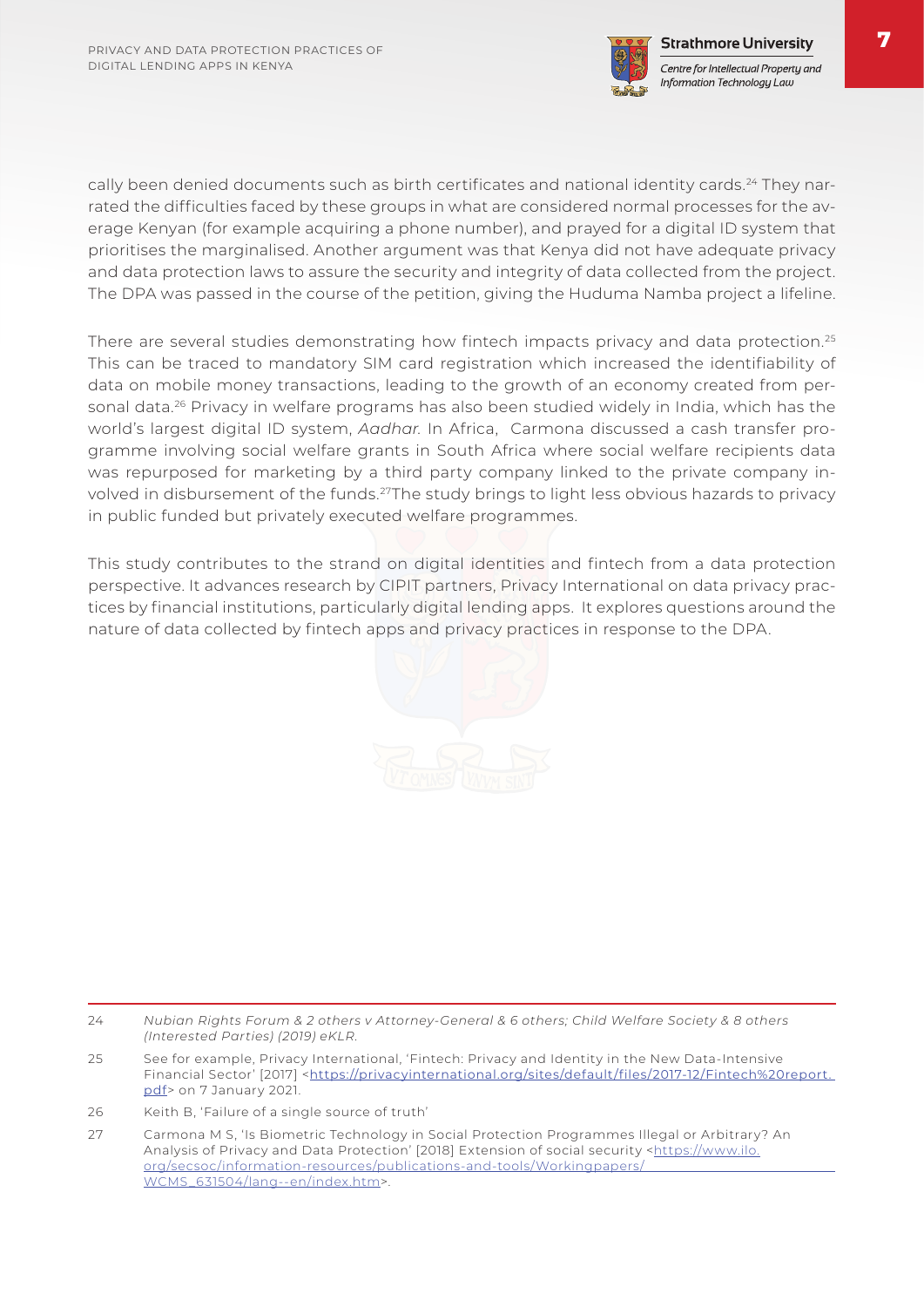cally been denied documents such as birth certificates and national identity cards.[24] They narrated the difficulties faced by these groups in what are considered normal processes for the average Kenyan (for example acquiring a phone number), and prayed for a digital ID system that prioritises the marginalised. Another argument was that Kenya did not have adequate privacy and data protection laws to assure the security and integrity of data collected from the project. The DPA was passed in the course of the petition, giving the Huduma Namba project a lifeline.

There are several studies demonstrating how fintech impacts privacy and data protection.[25] This can be traced to mandatory SIM card registration which increased the identifiability of data on mobile money transactions, leading to the growth of an economy created from personal data.[26] Privacy in welfare programs has also been studied widely in India, which has the world's largest digital ID system, *Aadhar*. In Africa, Carmona discussed a cash transfer programme involving social welfare grants in South Africa where social welfare recipients data was repurposed for marketing by a third party company linked to the private company involved in disbursement of the funds.[27] The study brings to light less obvious hazards to privacy in public funded but privately executed welfare programmes.

This study contributes to the strand on digital identities and fintech from a data protection perspective. It advances research by CIPIT partners, Privacy International on data privacy practices by financial institutions, particularly digital lending apps. It explores questions around the nature of data collected by fintech apps and privacy practices in response to the DPA.

---

24 *Nubian Rights Forum & 2 others v Attorney-General & 6 others; Child Welfare Society & 8 others (Interested Parties) (2019) eKLR.*

25 See for example, Privacy International, 'Fintech: Privacy and Identity in the New Data-Intensive Financial Sector' [2017] <https://privacyinternational.org/sites/default/files/2017-12/Fintech%20report.pdf> on 7 January 2021.

26 Keith B, 'Failure of a single source of truth'

27 Carmona M S, 'Is Biometric Technology in Social Protection Programmes Illegal or Arbitrary? An Analysis of Privacy and Data Protection' [2018] Extension of social security <https://www.ilo.org/secsoc/information-resources/publications-and-tools/Workingpapers/WCMS_631504/lang--en/index.htm>.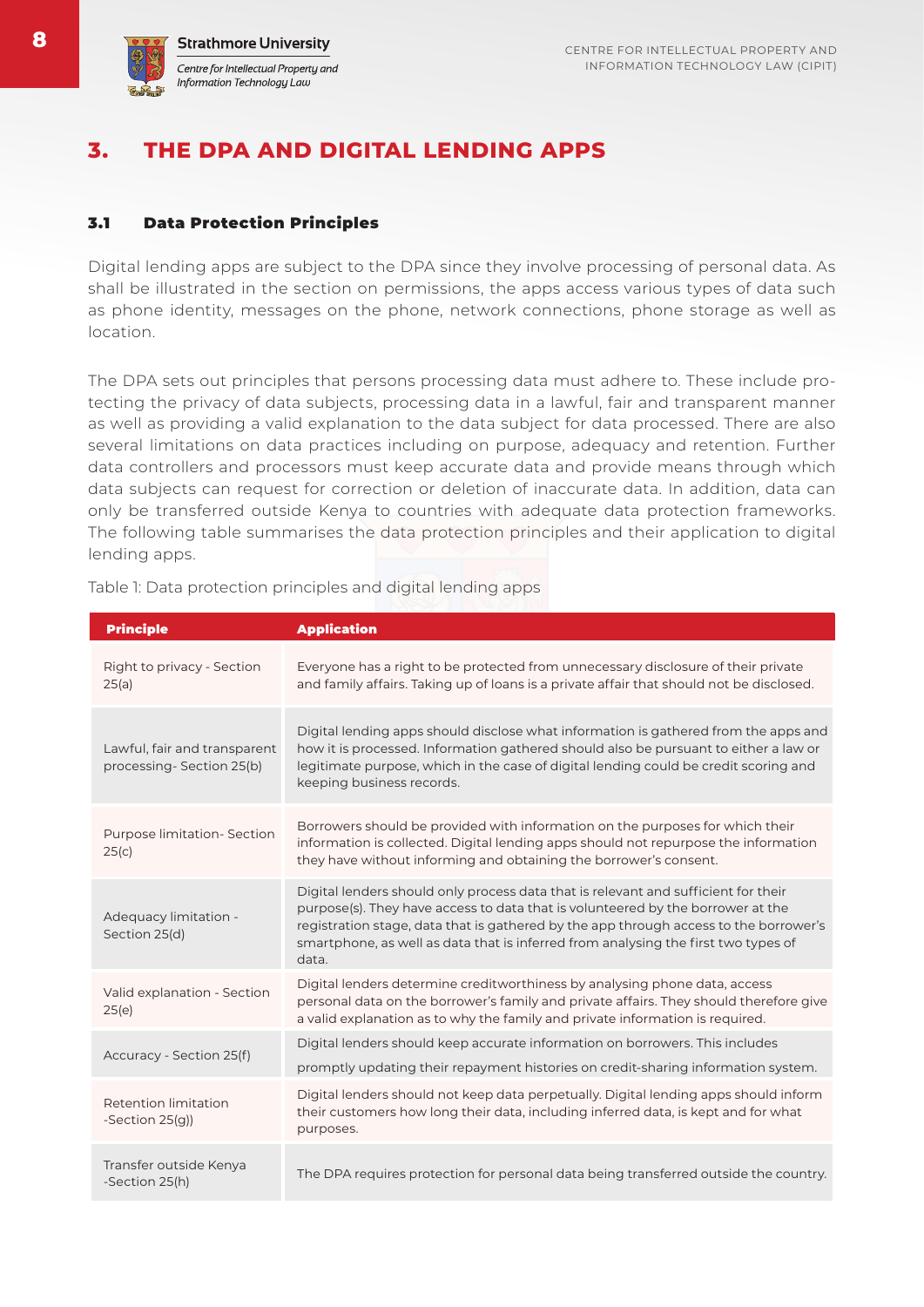## 3. THE DPA AND DIGITAL LENDING APPS

### 3.1 Data Protection Principles

Digital lending apps are subject to the DPA since they involve processing of personal data. As shall be illustrated in the section on permissions, the apps access various types of data such as phone identity, messages on the phone, network connections, phone storage as well as location.

The DPA sets out principles that persons processing data must adhere to. These include protecting the privacy of data subjects, processing data in a lawful, fair and transparent manner as well as providing a valid explanation to the data subject for data processed. There are also several limitations on data practices including on purpose, adequacy and retention. Further data controllers and processors must keep accurate data and provide means through which data subjects can request for correction or deletion of inaccurate data. In addition, data can only be transferred outside Kenya to countries with adequate data protection frameworks. The following table summarises the data protection principles and their application to digital lending apps.

Table 1: Data protection principles and digital lending apps

| Principle | Application |
|---|---|
| Right to privacy - Section 25(a) | Everyone has a right to be protected from unnecessary disclosure of their private and family affairs. Taking up of loans is a private affair that should not be disclosed. |
| Lawful, fair and transparent processing- Section 25(b) | Digital lending apps should disclose what information is gathered from the apps and how it is processed. Information gathered should also be pursuant to either a law or legitimate purpose, which in the case of digital lending could be credit scoring and keeping business records. |
| Purpose limitation- Section 25(c) | Borrowers should be provided with information on the purposes for which their information is collected. Digital lending apps should not repurpose the information they have without informing and obtaining the borrower's consent. |
| Adequacy limitation - Section 25(d) | Digital lenders should only process data that is relevant and sufficient for their purpose(s). They have access to data that is volunteered by the borrower at the registration stage, data that is gathered by the app through access to the borrower's smartphone, as well as data that is inferred from analysing the first two types of data. |
| Valid explanation - Section 25(e) | Digital lenders determine creditworthiness by analysing phone data, access personal data on the borrower's family and private affairs. They should therefore give a valid explanation as to why the family and private information is required. |
| Accuracy - Section 25(f) | Digital lenders should keep accurate information on borrowers. This includes promptly updating their repayment histories on credit-sharing information system. |
| Retention limitation -Section 25(g)) | Digital lenders should not keep data perpetually. Digital lending apps should inform their customers how long their data, including inferred data, is kept and for what purposes. |
| Transfer outside Kenya -Section 25(h) | The DPA requires protection for personal data being transferred outside the country. |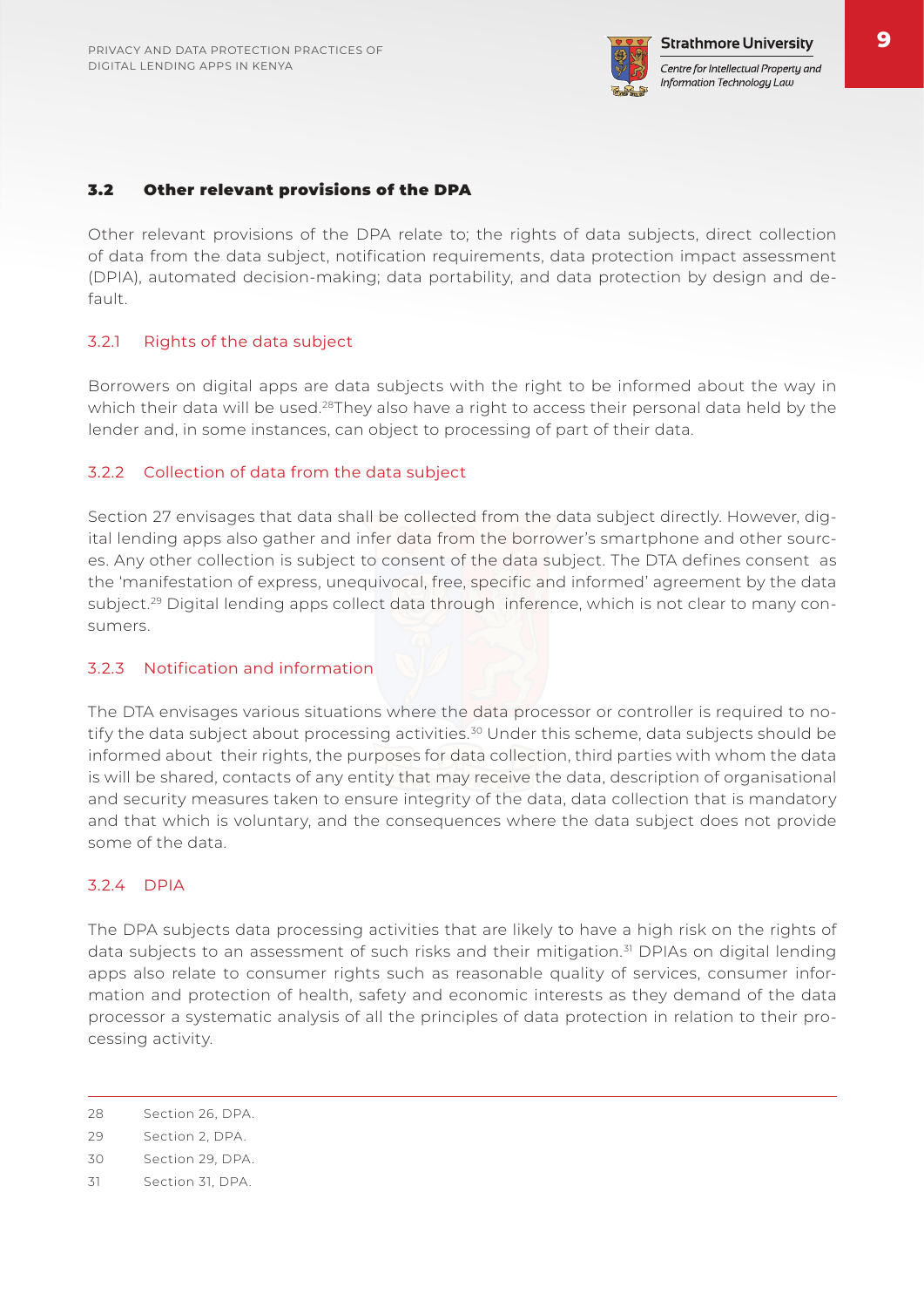## 3.2 Other relevant provisions of the DPA

Other relevant provisions of the DPA relate to; the rights of data subjects, direct collection of data from the data subject, notification requirements, data protection impact assessment (DPIA), automated decision-making; data portability, and data protection by design and default.

### 3.2.1 Rights of the data subject

Borrowers on digital apps are data subjects with the right to be informed about the way in which their data will be used.[28]They also have a right to access their personal data held by the lender and, in some instances, can object to processing of part of their data.

### 3.2.2 Collection of data from the data subject

Section 27 envisages that data shall be collected from the data subject directly. However, digital lending apps also gather and infer data from the borrower's smartphone and other sources. Any other collection is subject to consent of the data subject. The DTA defines consent as the 'manifestation of express, unequivocal, free, specific and informed' agreement by the data subject.[29] Digital lending apps collect data through inference, which is not clear to many consumers.

### 3.2.3 Notification and information

The DTA envisages various situations where the data processor or controller is required to notify the data subject about processing activities.[30] Under this scheme, data subjects should be informed about their rights, the purposes for data collection, third parties with whom the data is will be shared, contacts of any entity that may receive the data, description of organisational and security measures taken to ensure integrity of the data, data collection that is mandatory and that which is voluntary, and the consequences where the data subject does not provide some of the data.

### 3.2.4 DPIA

The DPA subjects data processing activities that are likely to have a high risk on the rights of data subjects to an assessment of such risks and their mitigation.[31] DPIAs on digital lending apps also relate to consumer rights such as reasonable quality of services, consumer information and protection of health, safety and economic interests as they demand of the data processor a systematic analysis of all the principles of data protection in relation to their processing activity.

---

28 Section 26, DPA.

29 Section 2, DPA.

30 Section 29, DPA.

31 Section 31, DPA.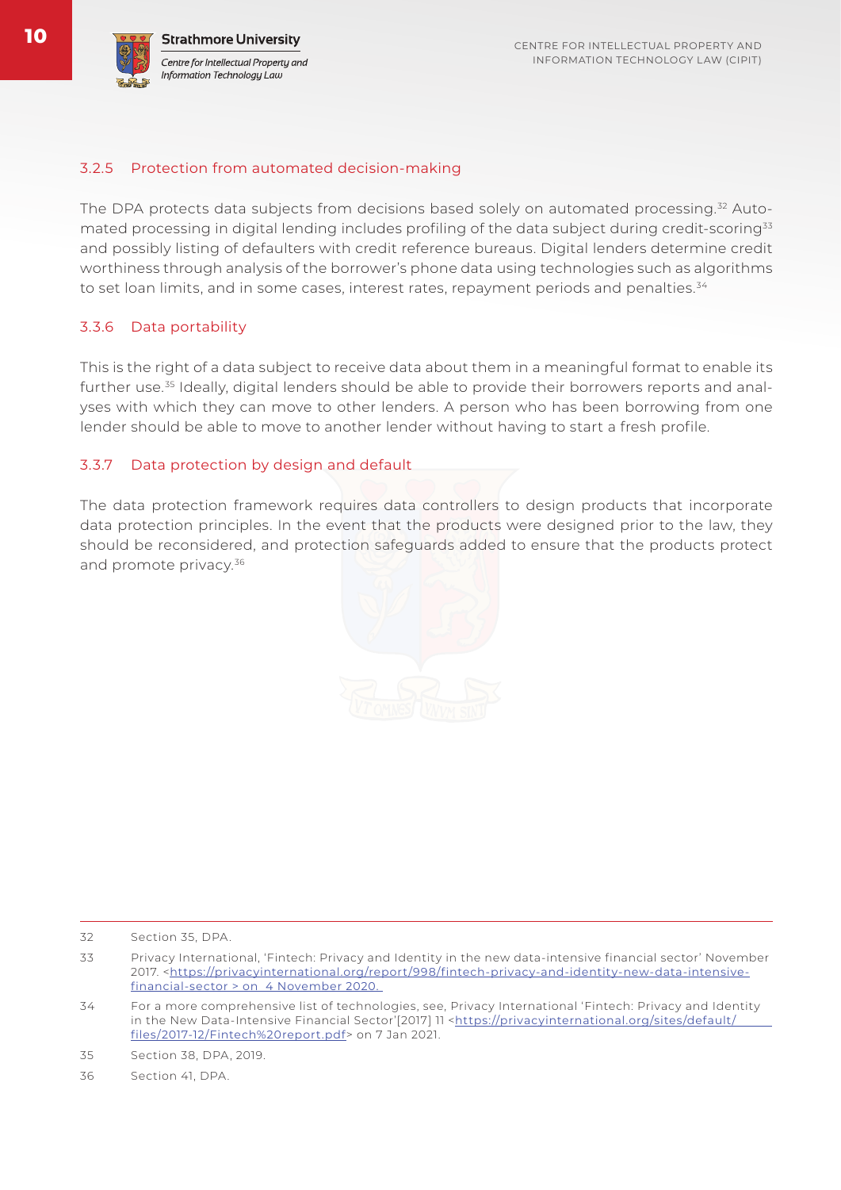### 3.2.5 Protection from automated decision-making

The DPA protects data subjects from decisions based solely on automated processing.[32] Automated processing in digital lending includes profiling of the data subject during credit-scoring[33] and possibly listing of defaulters with credit reference bureaus. Digital lenders determine credit worthiness through analysis of the borrower's phone data using technologies such as algorithms to set loan limits, and in some cases, interest rates, repayment periods and penalties.[34]

### 3.3.6 Data portability

This is the right of a data subject to receive data about them in a meaningful format to enable its further use.[35] Ideally, digital lenders should be able to provide their borrowers reports and analyses with which they can move to other lenders. A person who has been borrowing from one lender should be able to move to another lender without having to start a fresh profile.

### 3.3.7 Data protection by design and default

The data protection framework requires data controllers to design products that incorporate data protection principles. In the event that the products were designed prior to the law, they should be reconsidered, and protection safeguards added to ensure that the products protect and promote privacy.[36]

---

32 Section 35, DPA.

33 Privacy International, 'Fintech: Privacy and Identity in the new data-intensive financial sector' November 2017. <https://privacyinternational.org/report/998/fintech-privacy-and-identity-new-data-intensive-financial-sector > on 4 November 2020.

34 For a more comprehensive list of technologies, see, Privacy International 'Fintech: Privacy and Identity in the New Data-Intensive Financial Sector'[2017] 11 <https://privacyinternational.org/sites/default/files/2017-12/Fintech%20report.pdf> on 7 Jan 2021.

35 Section 38, DPA, 2019.

36 Section 41, DPA.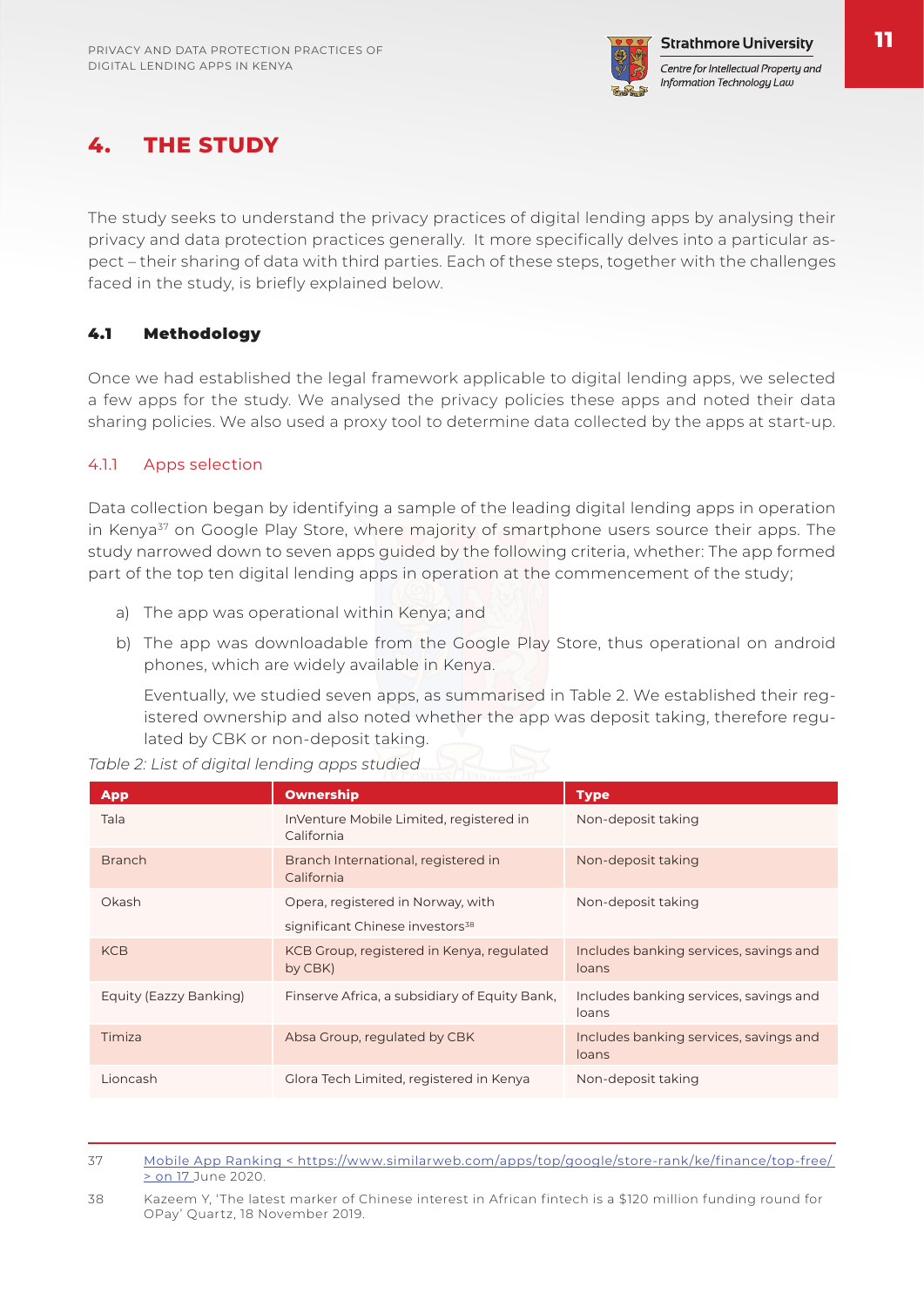# 4. THE STUDY

The study seeks to understand the privacy practices of digital lending apps by analysing their privacy and data protection practices generally. It more specifically delves into a particular aspect – their sharing of data with third parties. Each of these steps, together with the challenges faced in the study, is briefly explained below.

## 4.1 Methodology

Once we had established the legal framework applicable to digital lending apps, we selected a few apps for the study. We analysed the privacy policies these apps and noted their data sharing policies. We also used a proxy tool to determine data collected by the apps at start-up.

### 4.1.1 Apps selection

Data collection began by identifying a sample of the leading digital lending apps in operation in Kenya[37] on Google Play Store, where majority of smartphone users source their apps. The study narrowed down to seven apps guided by the following criteria, whether: The app formed part of the top ten digital lending apps in operation at the commencement of the study;

a) The app was operational within Kenya; and

b) The app was downloadable from the Google Play Store, thus operational on android phones, which are widely available in Kenya.

Eventually, we studied seven apps, as summarised in Table 2. We established their registered ownership and also noted whether the app was deposit taking, therefore regulated by CBK or non-deposit taking.

*Table 2: List of digital lending apps studied*

| App | Ownership | Type |
|---|---|---|
| Tala | InVenture Mobile Limited, registered in California | Non-deposit taking |
| Branch | Branch International, registered in California | Non-deposit taking |
| Okash | Opera, registered in Norway, with significant Chinese investors[38] | Non-deposit taking |
| KCB | KCB Group, registered in Kenya, regulated by CBK) | Includes banking services, savings and loans |
| Equity (Eazzy Banking) | Finserve Africa, a subsidiary of Equity Bank, | Includes banking services, savings and loans |
| Timiza | Absa Group, regulated by CBK | Includes banking services, savings and loans |
| Lioncash | Glora Tech Limited, registered in Kenya | Non-deposit taking |

---

37 Mobile App Ranking < https://www.similarweb.com/apps/top/google/store-rank/ke/finance/top-free/ > on 17 June 2020.

38 Kazeem Y, 'The latest marker of Chinese interest in African fintech is a $120 million funding round for OPay' Quartz, 18 November 2019.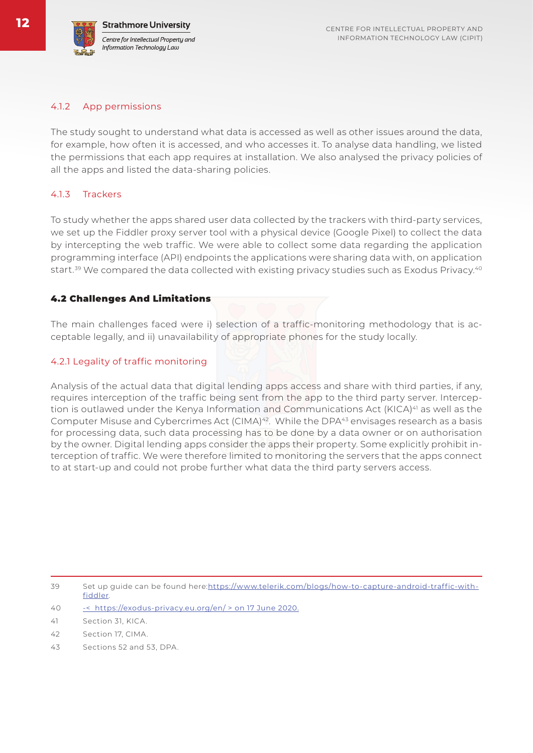#### 4.1.2 App permissions

The study sought to understand what data is accessed as well as other issues around the data, for example, how often it is accessed, and who accesses it. To analyse data handling, we listed the permissions that each app requires at installation. We also analysed the privacy policies of all the apps and listed the data-sharing policies.

#### 4.1.3 Trackers

To study whether the apps shared user data collected by the trackers with third-party services, we set up the Fiddler proxy server tool with a physical device (Google Pixel) to collect the data by intercepting the web traffic. We were able to collect some data regarding the application programming interface (API) endpoints the applications were sharing data with, on application start.[39] We compared the data collected with existing privacy studies such as Exodus Privacy.[40]

### 4.2 Challenges And Limitations

The main challenges faced were i) selection of a traffic-monitoring methodology that is acceptable legally, and ii) unavailability of appropriate phones for the study locally.

#### 4.2.1 Legality of traffic monitoring

Analysis of the actual data that digital lending apps access and share with third parties, if any, requires interception of the traffic being sent from the app to the third party server. Interception is outlawed under the Kenya Information and Communications Act (KICA)[41] as well as the Computer Misuse and Cybercrimes Act (CIMA)[42]. While the DPA[43] envisages research as a basis for processing data, such data processing has to be done by a data owner or on authorisation by the owner. Digital lending apps consider the apps their property. Some explicitly prohibit interception of traffic. We were therefore limited to monitoring the servers that the apps connect to at start-up and could not probe further what data the third party servers access.

---

39 Set up guide can be found here: https://www.telerik.com/blogs/how-to-capture-android-traffic-with-fiddler.

40 -< https://exodus-privacy.eu.org/en/ > on 17 June 2020.

41 Section 31, KICA.

42 Section 17, CIMA.

43 Sections 52 and 53, DPA.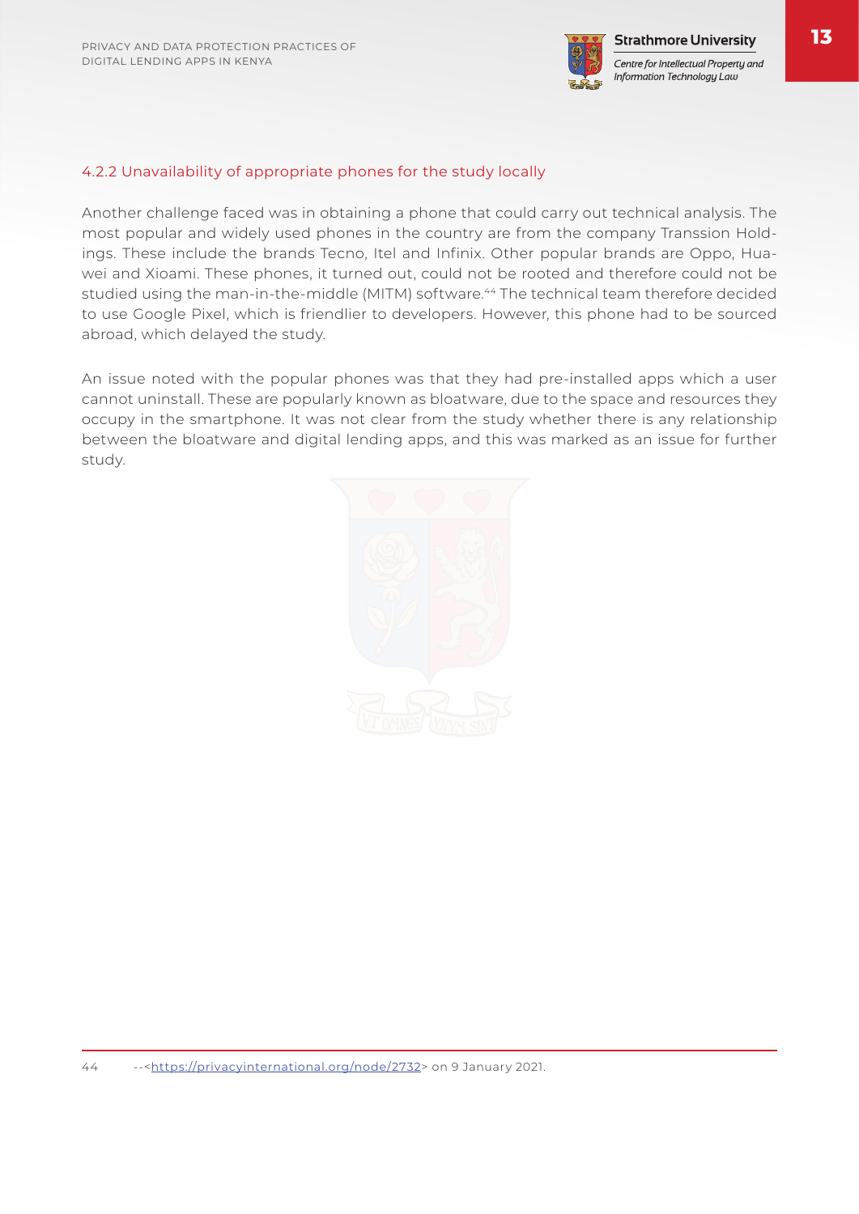### 4.2.2 Unavailability of appropriate phones for the study locally

Another challenge faced was in obtaining a phone that could carry out technical analysis. The most popular and widely used phones in the country are from the company Transsion Holdings. These include the brands Tecno, Itel and Infinix. Other popular brands are Oppo, Huawei and Xioami. These phones, it turned out, could not be rooted and therefore could not be studied using the man-in-the-middle (MITM) software.[44] The technical team therefore decided to use Google Pixel, which is friendlier to developers. However, this phone had to be sourced abroad, which delayed the study.

An issue noted with the popular phones was that they had pre-installed apps which a user cannot uninstall. These are popularly known as bloatware, due to the space and resources they occupy in the smartphone. It was not clear from the study whether there is any relationship between the bloatware and digital lending apps, and this was marked as an issue for further study.

---

44 --<https://privacyinternational.org/node/2732> on 9 January 2021.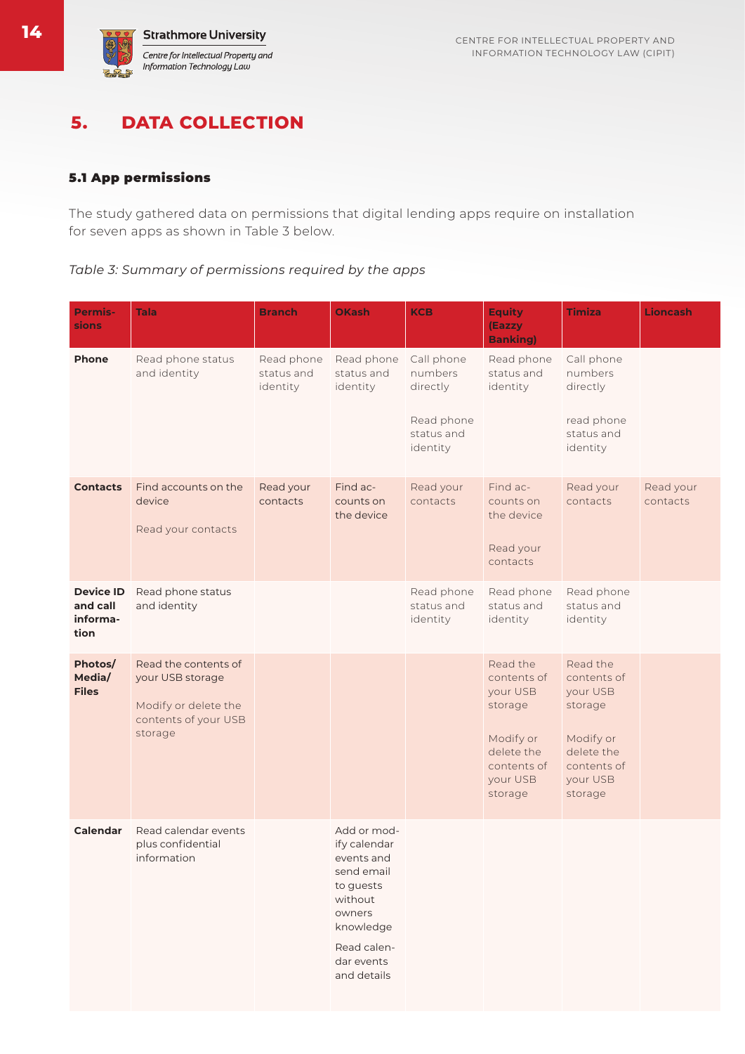## 5. DATA COLLECTION

### 5.1 App permissions

The study gathered data on permissions that digital lending apps require on installation for seven apps as shown in Table 3 below.

*Table 3: Summary of permissions required by the apps*

| Permissions | Tala | Branch | OKash | KCB | Equity (Eazzy Banking) | Timiza | Lioncash |
|---|---|---|---|---|---|---|---|
| **Phone** | Read phone status and identity | Read phone status and identity | Read phone status and identity | Call phone numbers directly<br><br>Read phone status and identity | Read phone status and identity | Call phone numbers directly<br><br>read phone status and identity | |
| **Contacts** | Find accounts on the device<br><br>Read your contacts | Read your contacts | Find accounts on the device | Read your contacts | Find accounts on the device<br><br>Read your contacts | Read your contacts | Read your contacts |
| **Device ID and call information** | Read phone status and identity | | | Read phone status and identity | Read phone status and identity | Read phone status and identity | |
| **Photos/ Media/ Files** | Read the contents of your USB storage<br><br>Modify or delete the contents of your USB storage | | | | Read the contents of your USB storage<br><br>Modify or delete the contents of your USB storage | Read the contents of your USB storage<br><br>Modify or delete the contents of your USB storage | |
| **Calendar** | Read calendar events plus confidential information | | Add or modify calendar events and send email to guests without owners knowledge<br><br>Read calendar events and details | | | | |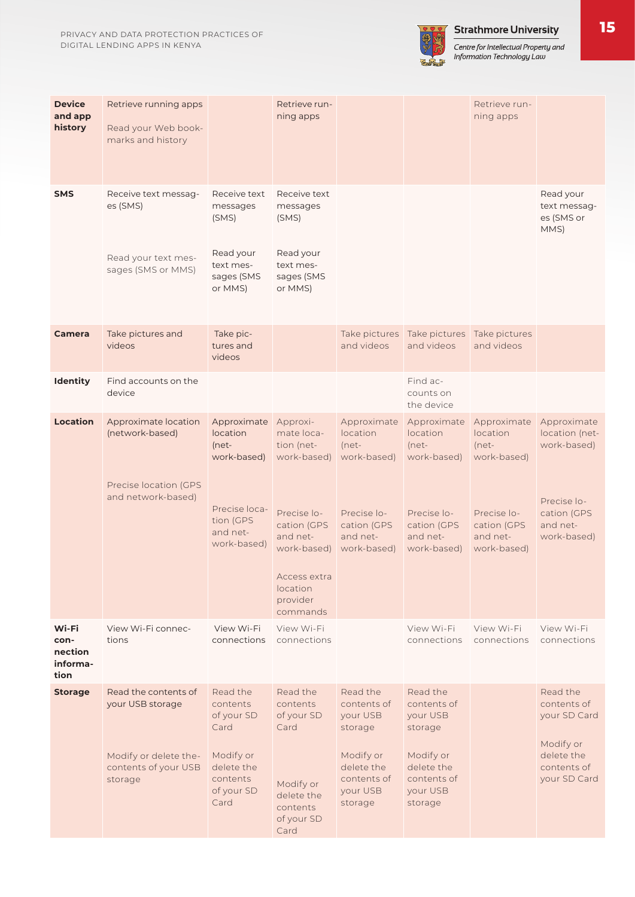| | | | | | | | |
|---|---|---|---|---|---|---|---|
| **Device and app history** | Retrieve running apps<br><br>Read your Web bookmarks and history | | Retrieve running apps | | | Retrieve running apps | |
| **SMS** | Receive text messages (SMS)<br><br>Read your text messages (SMS or MMS) | Receive text messages (SMS)<br><br>Read your text messages (SMS or MMS) | Receive text messages (SMS)<br><br>Read your text messages (SMS or MMS) | | | | Read your text messages (SMS or MMS) |
| **Camera** | Take pictures and videos | Take pictures and videos | | Take pictures and videos | Take pictures and videos | Take pictures and videos | |
| **Identity** | Find accounts on the device | | | | Find accounts on the device | | |
| **Location** | Approximate location (network-based)<br><br>Precise location (GPS and network-based) | Approximate location (network-based)<br><br>Precise location (GPS and network-based) | Approximate location (network-based)<br><br>Precise location (GPS and network-based)<br><br>Access extra location provider commands | Approximate location (network-based)<br><br>Precise location (GPS and network-based) | Approximate location (network-based)<br><br>Precise location (GPS and network-based) | Approximate location (network-based)<br><br>Precise location (GPS and network-based) | Approximate location (network-based)<br><br>Precise location (GPS and network-based) |
| **Wi-Fi connection information** | View Wi-Fi connections | View Wi-Fi connections | View Wi-Fi connections | | View Wi-Fi connections | View Wi-Fi connections | View Wi-Fi connections |
| **Storage** | Read the contents of your USB storage<br><br>Modify or delete the contents of your USB storage | Read the contents of your SD Card<br><br>Modify or delete the contents of your SD Card | Read the contents of your SD Card<br><br>Modify or delete the contents of your SD Card | Read the contents of your USB storage<br><br>Modify or delete the contents of your USB storage | Read the contents of your USB storage<br><br>Modify or delete the contents of your USB storage | | Read the contents of your SD Card<br><br>Modify or delete the contents of your SD Card |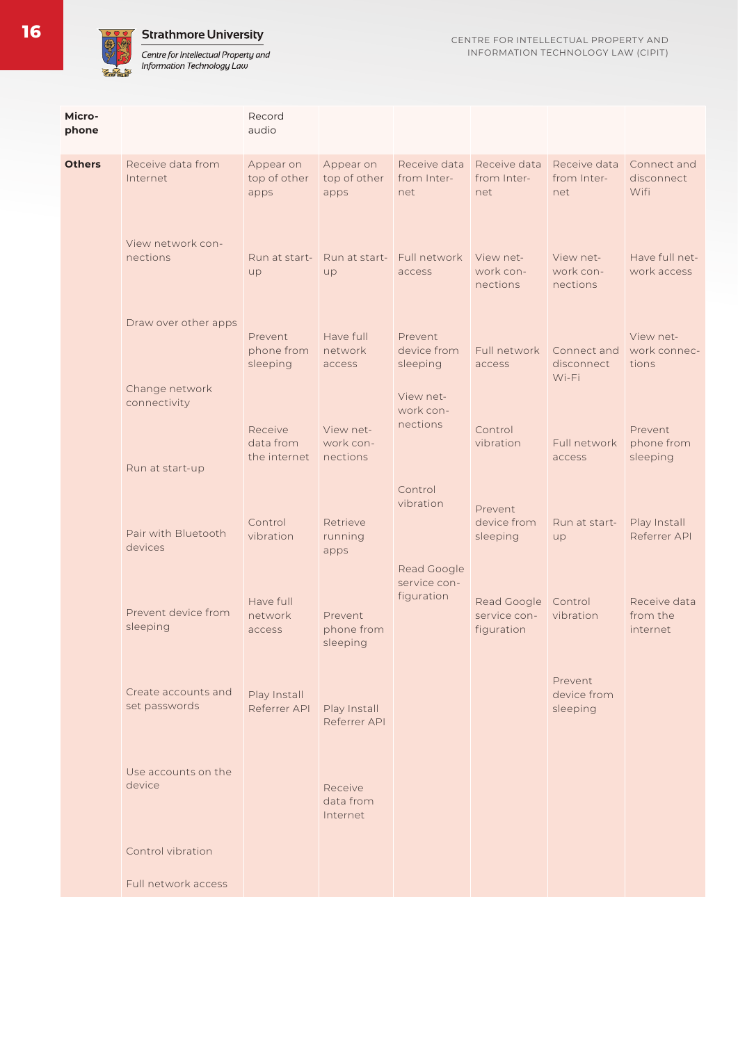| | | | | | | | |
|---|---|---|---|---|---|---|---|
| **Micro-phone** | | Record audio | | | | | |
| **Others** | Receive data from Internet<br><br>View network connections<br><br>Draw over other apps<br><br>Change network connectivity<br><br>Run at start-up<br><br>Pair with Bluetooth devices<br><br>Prevent device from sleeping<br><br>Create accounts and set passwords<br><br>Use accounts on the device<br><br>Control vibration<br><br>Full network access | Appear on top of other apps<br><br>Run at start-up<br><br>Prevent phone from sleeping<br><br>Receive data from the internet<br><br>Control vibration<br><br>Have full network access<br><br>Play Install Referrer API | Appear on top of other apps<br><br>Run at start-up<br><br>Have full network access<br><br>View network connections<br><br>Retrieve running apps<br><br>Prevent phone from sleeping<br><br>Play Install Referrer API<br><br>Receive data from Internet | Receive data from Internet<br><br>Full network access<br><br>Prevent device from sleeping<br><br>View network connections<br><br>Control vibration<br><br>Read Google service configuration | Receive data from Internet<br><br>View network connections<br><br>Full network access<br><br>Control vibration<br><br>Prevent device from sleeping<br><br>Read Google service configuration | Receive data from Internet<br><br>View network connections<br><br>Connect and disconnect Wi-Fi<br><br>Full network access<br><br>Run at start-up<br><br>Control vibration<br><br>Prevent device from sleeping | Connect and disconnect Wifi<br><br>Have full network access<br><br>View network connections<br><br>Prevent phone from sleeping<br><br>Play Install Referrer API<br><br>Receive data from the internet |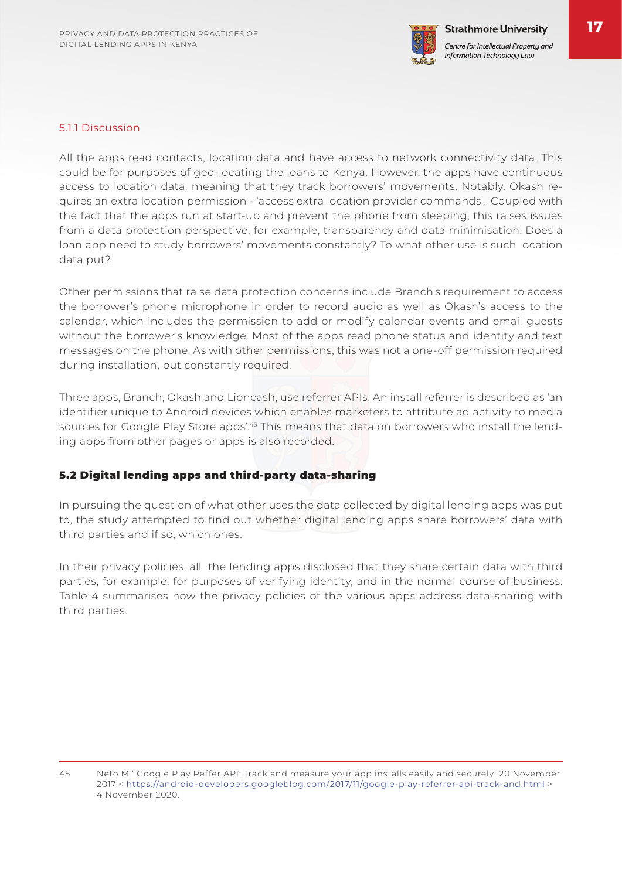### 5.1.1 Discussion

All the apps read contacts, location data and have access to network connectivity data. This could be for purposes of geo-locating the loans to Kenya. However, the apps have continuous access to location data, meaning that they track borrowers' movements. Notably, Okash requires an extra location permission - 'access extra location provider commands'. Coupled with the fact that the apps run at start-up and prevent the phone from sleeping, this raises issues from a data protection perspective, for example, transparency and data minimisation. Does a loan app need to study borrowers' movements constantly? To what other use is such location data put?

Other permissions that raise data protection concerns include Branch's requirement to access the borrower's phone microphone in order to record audio as well as Okash's access to the calendar, which includes the permission to add or modify calendar events and email guests without the borrower's knowledge. Most of the apps read phone status and identity and text messages on the phone. As with other permissions, this was not a one-off permission required during installation, but constantly required.

Three apps, Branch, Okash and Lioncash, use referrer APIs. An install referrer is described as 'an identifier unique to Android devices which enables marketers to attribute ad activity to media sources for Google Play Store apps'.[45] This means that data on borrowers who install the lending apps from other pages or apps is also recorded.

## 5.2 Digital lending apps and third-party data-sharing

In pursuing the question of what other uses the data collected by digital lending apps was put to, the study attempted to find out whether digital lending apps share borrowers' data with third parties and if so, which ones.

In their privacy policies, all the lending apps disclosed that they share certain data with third parties, for example, for purposes of verifying identity, and in the normal course of business. Table 4 summarises how the privacy policies of the various apps address data-sharing with third parties.

---

45 Neto M ' Google Play Reffer API: Track and measure your app installs easily and securely' 20 November 2017 < https://android-developers.googleblog.com/2017/11/google-play-referrer-api-track-and.html > 4 November 2020.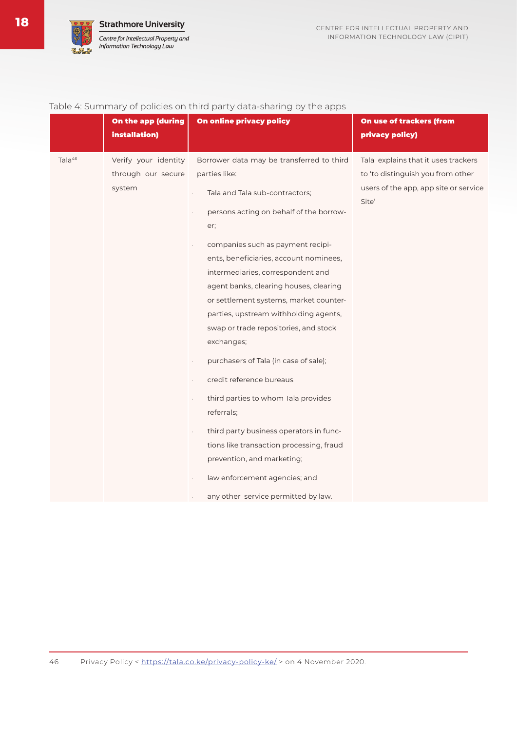Table 4: Summary of policies on third party data-sharing by the apps

| | On the app (during installation) | On online privacy policy | On use of trackers (from privacy policy) |
|---|---|---|---|
| Tala[46] | Verify your identity through our secure system | Borrower data may be transferred to third parties like:<br>· Tala and Tala sub-contractors;<br>· persons acting on behalf of the borrower;<br>· companies such as payment recipients, beneficiaries, account nominees, intermediaries, correspondent and agent banks, clearing houses, clearing or settlement systems, market counterparties, upstream withholding agents, swap or trade repositories, and stock exchanges;<br>· purchasers of Tala (in case of sale);<br>· credit reference bureaus<br>· third parties to whom Tala provides referrals;<br>· third party business operators in functions like transaction processing, fraud prevention, and marketing;<br>· law enforcement agencies; and<br>· any other service permitted by law. | Tala explains that it uses trackers to 'to distinguish you from other users of the app, app site or service Site' |

46 Privacy Policy < https://tala.co.ke/privacy-policy-ke/ > on 4 November 2020.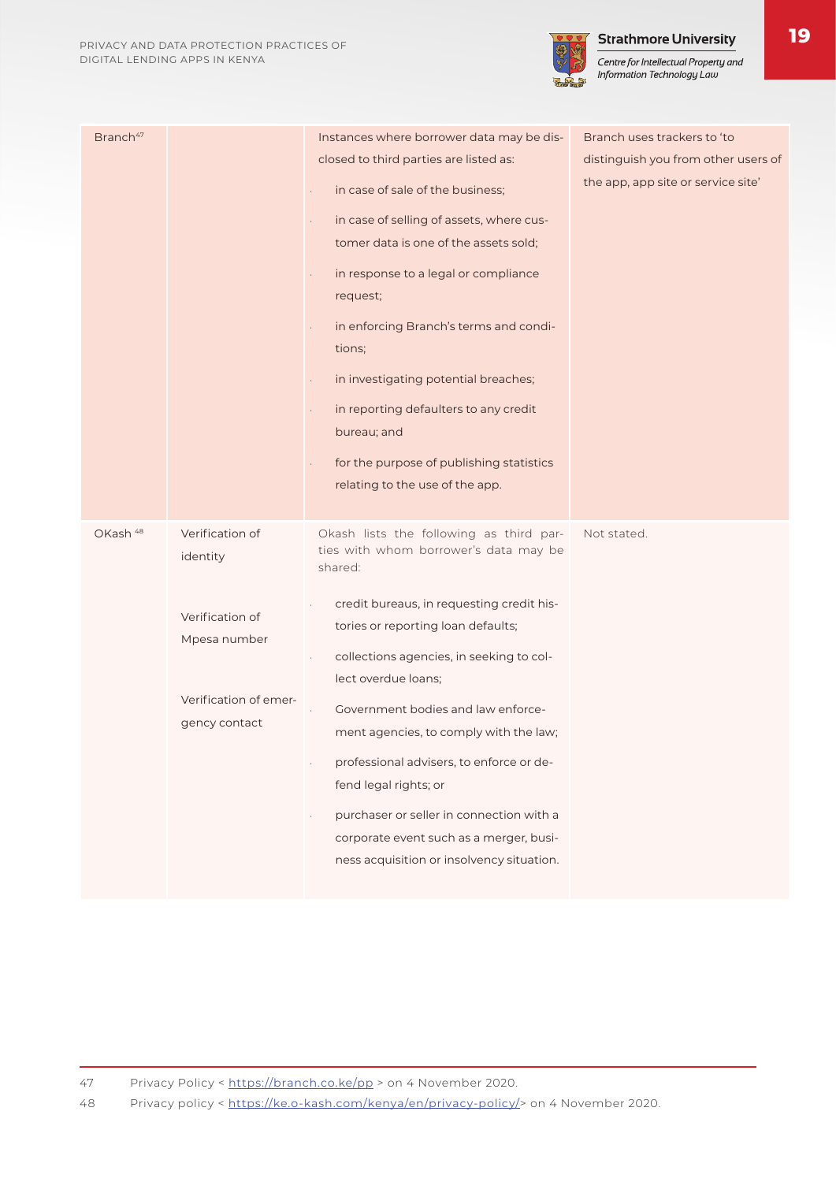| | | | |
|---|---|---|---|
| Branch[47] | | Instances where borrower data may be disclosed to third parties are listed as:<br>· in case of sale of the business;<br>· in case of selling of assets, where customer data is one of the assets sold;<br>· in response to a legal or compliance request;<br>· in enforcing Branch's terms and conditions;<br>· in investigating potential breaches;<br>· in reporting defaulters to any credit bureau; and<br>· for the purpose of publishing statistics relating to the use of the app. | Branch uses trackers to 'to distinguish you from other users of the app, app site or service site' |
| OKash[48] | Verification of identity<br><br>Verification of Mpesa number<br><br>Verification of emergency contact | Okash lists the following as third parties with whom borrower's data may be shared:<br>· credit bureaus, in requesting credit histories or reporting loan defaults;<br>· collections agencies, in seeking to collect overdue loans;<br>· Government bodies and law enforcement agencies, to comply with the law;<br>· professional advisers, to enforce or defend legal rights; or<br>· purchaser or seller in connection with a corporate event such as a merger, business acquisition or insolvency situation. | Not stated. |

47 Privacy Policy < https://branch.co.ke/pp > on 4 November 2020.

48 Privacy policy < https://ke.o-kash.com/kenya/en/privacy-policy/> on 4 November 2020.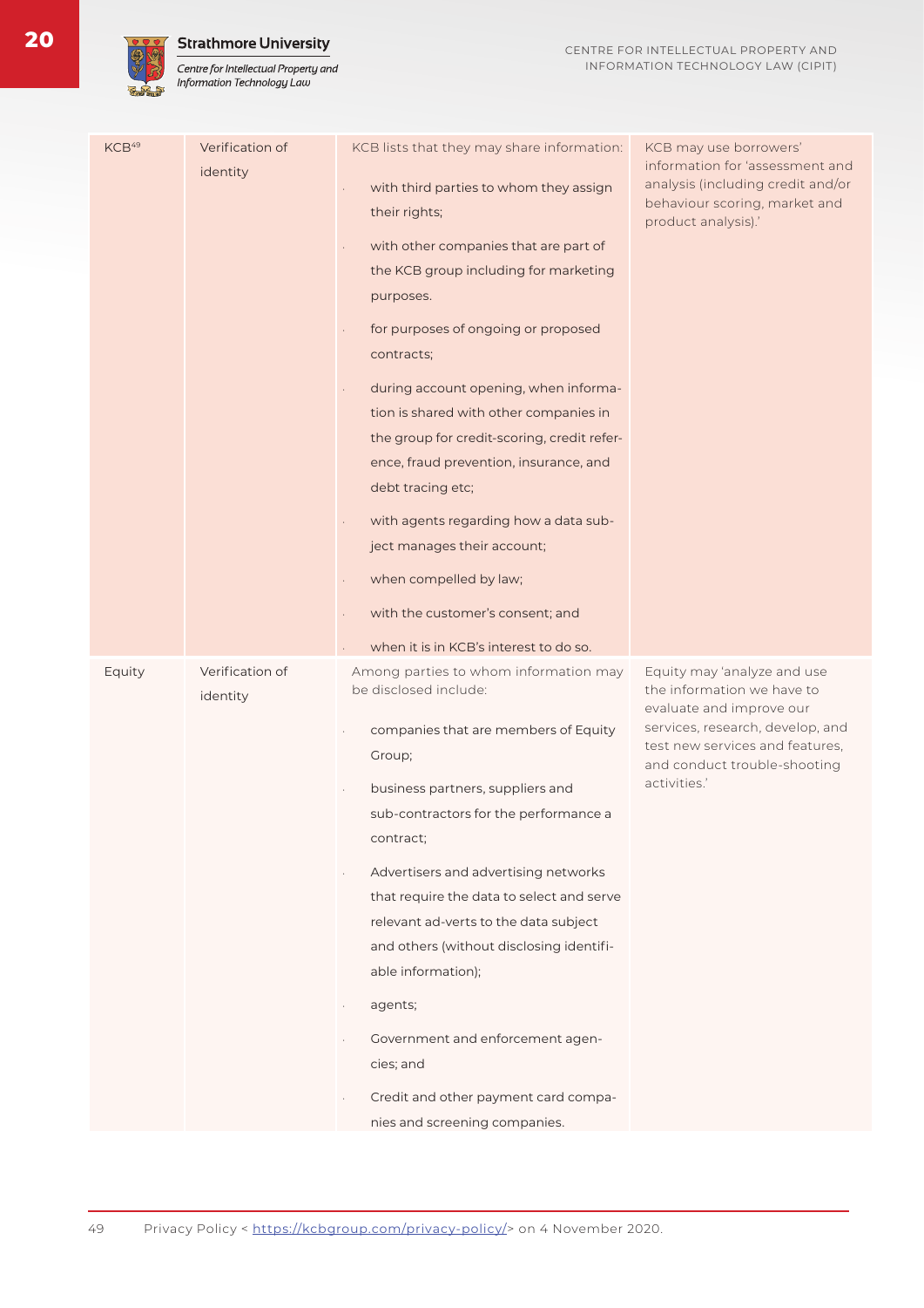| | | | |
|---|---|---|---|
| KCB[49] | Verification of identity | KCB lists that they may share information:<br>· with third parties to whom they assign their rights;<br>· with other companies that are part of the KCB group including for marketing purposes.<br>· for purposes of ongoing or proposed contracts;<br>· during account opening, when information is shared with other companies in the group for credit-scoring, credit reference, fraud prevention, insurance, and debt tracing etc;<br>· with agents regarding how a data subject manages their account;<br>· when compelled by law;<br>· with the customer's consent; and<br>· when it is in KCB's interest to do so. | KCB may use borrowers' information for 'assessment and analysis (including credit and/or behaviour scoring, market and product analysis).' |
| Equity | Verification of identity | Among parties to whom information may be disclosed include:<br>· companies that are members of Equity Group;<br>· business partners, suppliers and sub-contractors for the performance a contract;<br>· Advertisers and advertising networks that require the data to select and serve relevant ad-verts to the data subject and others (without disclosing identifiable information);<br>· agents;<br>· Government and enforcement agencies; and<br>· Credit and other payment card companies and screening companies. | Equity may 'analyze and use the information we have to evaluate and improve our services, research, develop, and test new services and features, and conduct trouble-shooting activities.' |

49 Privacy Policy < https://kcbgroup.com/privacy-policy/> on 4 November 2020.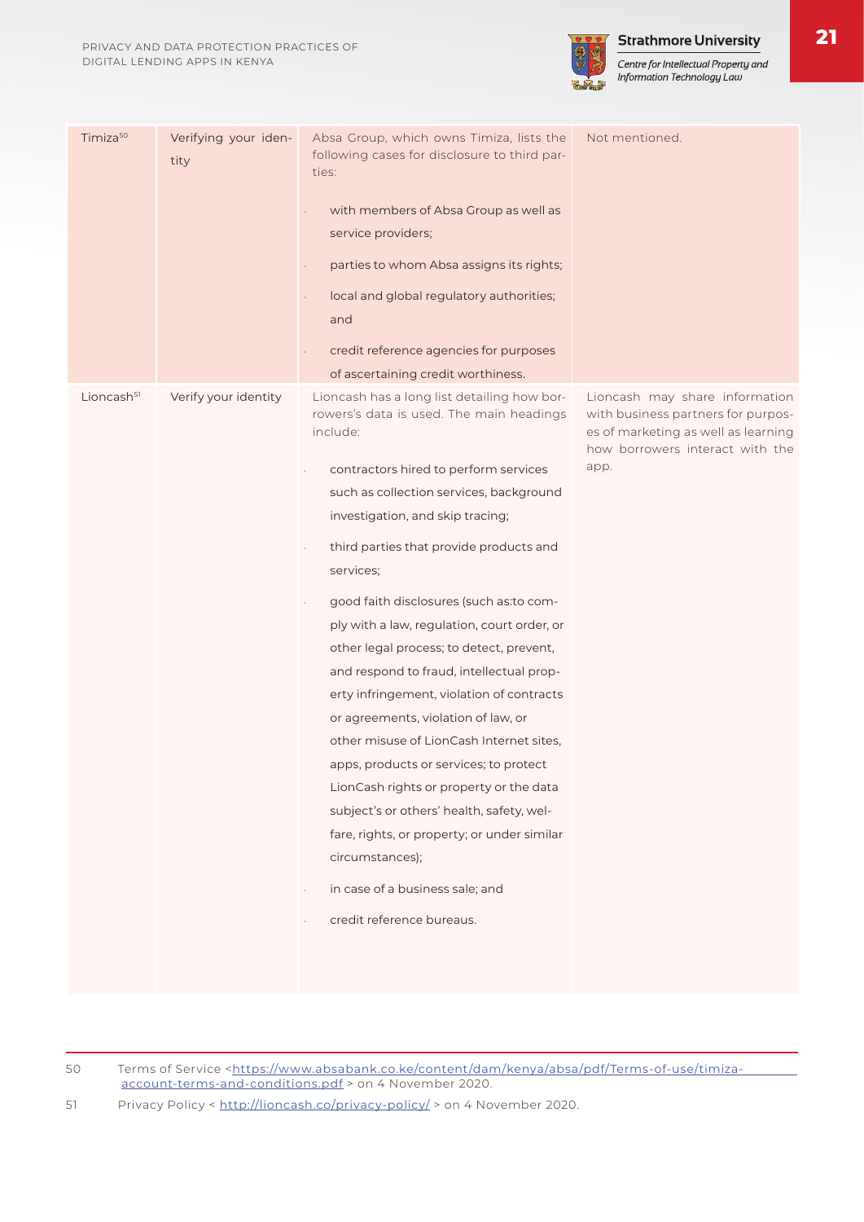| | | | |
|---|---|---|---|
| Timiza[50] | Verifying your identity | Absa Group, which owns Timiza, lists the following cases for disclosure to third parties:<br><br>· with members of Absa Group as well as service providers;<br>· parties to whom Absa assigns its rights;<br>· local and global regulatory authorities; and<br>· credit reference agencies for purposes of ascertaining credit worthiness. | Not mentioned. |
| Lioncash[51] | Verify your identity | Lioncash has a long list detailing how borrowers's data is used. The main headings include:<br><br>· contractors hired to perform services such as collection services, background investigation, and skip tracing;<br>· third parties that provide products and services;<br>· good faith disclosures (such as:to comply with a law, regulation, court order, or other legal process; to detect, prevent, and respond to fraud, intellectual property infringement, violation of contracts or agreements, violation of law, or other misuse of LionCash Internet sites, apps, products or services; to protect LionCash rights or property or the data subject's or others' health, safety, welfare, rights, or property; or under similar circumstances);<br>· in case of a business sale; and<br>· credit reference bureaus. | Lioncash may share information with business partners for purposes of marketing as well as learning how borrowers interact with the app. |

50 Terms of Service <https://www.absabank.co.ke/content/dam/kenya/absa/pdf/Terms-of-use/timiza-account-terms-and-conditions.pdf > on 4 November 2020.

51 Privacy Policy < http://lioncash.co/privacy-policy/ > on 4 November 2020.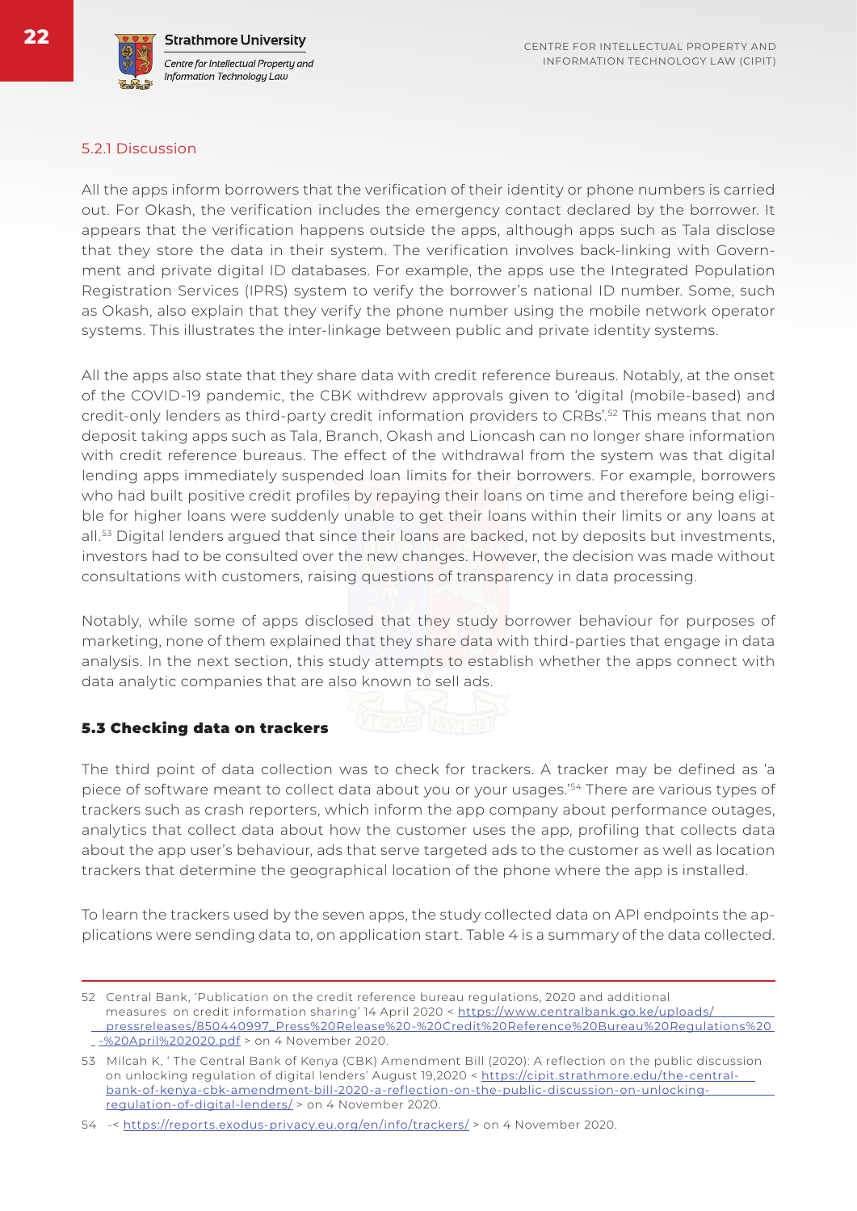### 5.2.1 Discussion

All the apps inform borrowers that the verification of their identity or phone numbers is carried out. For Okash, the verification includes the emergency contact declared by the borrower. It appears that the verification happens outside the apps, although apps such as Tala disclose that they store the data in their system. The verification involves back-linking with Government and private digital ID databases. For example, the apps use the Integrated Population Registration Services (IPRS) system to verify the borrower's national ID number. Some, such as Okash, also explain that they verify the phone number using the mobile network operator systems. This illustrates the inter-linkage between public and private identity systems.

All the apps also state that they share data with credit reference bureaus. Notably, at the onset of the COVID-19 pandemic, the CBK withdrew approvals given to 'digital (mobile-based) and credit-only lenders as third-party credit information providers to CRBs'.[52] This means that non deposit taking apps such as Tala, Branch, Okash and Lioncash can no longer share information with credit reference bureaus. The effect of the withdrawal from the system was that digital lending apps immediately suspended loan limits for their borrowers. For example, borrowers who had built positive credit profiles by repaying their loans on time and therefore being eligible for higher loans were suddenly unable to get their loans within their limits or any loans at all.[53] Digital lenders argued that since their loans are backed, not by deposits but investments, investors had to be consulted over the new changes. However, the decision was made without consultations with customers, raising questions of transparency in data processing.

Notably, while some of apps disclosed that they study borrower behaviour for purposes of marketing, none of them explained that they share data with third-parties that engage in data analysis. In the next section, this study attempts to establish whether the apps connect with data analytic companies that are also known to sell ads.

## 5.3 Checking data on trackers

The third point of data collection was to check for trackers. A tracker may be defined as 'a piece of software meant to collect data about you or your usages.'[54] There are various types of trackers such as crash reporters, which inform the app company about performance outages, analytics that collect data about how the customer uses the app, profiling that collects data about the app user's behaviour, ads that serve targeted ads to the customer as well as location trackers that determine the geographical location of the phone where the app is installed.

To learn the trackers used by the seven apps, the study collected data on API endpoints the applications were sending data to, on application start. Table 4 is a summary of the data collected.

---

52 Central Bank, 'Publication on the credit reference bureau regulations, 2020 and additional measures on credit information sharing' 14 April 2020 < https://www.centralbank.go.ke/uploads/pressreleases/850440997_Press%20Release%20-%20Credit%20Reference%20Bureau%20Regulations%20-%20April%202020.pdf > on 4 November 2020.

53 Milcah K, ' The Central Bank of Kenya (CBK) Amendment Bill (2020): A reflection on the public discussion on unlocking regulation of digital lenders' August 19,2020 < https://cipit.strathmore.edu/the-central-bank-of-kenya-cbk-amendment-bill-2020-a-reflection-on-the-public-discussion-on-unlocking-regulation-of-digital-lenders/ > on 4 November 2020.

54 -< https://reports.exodus-privacy.eu.org/en/info/trackers/ > on 4 November 2020.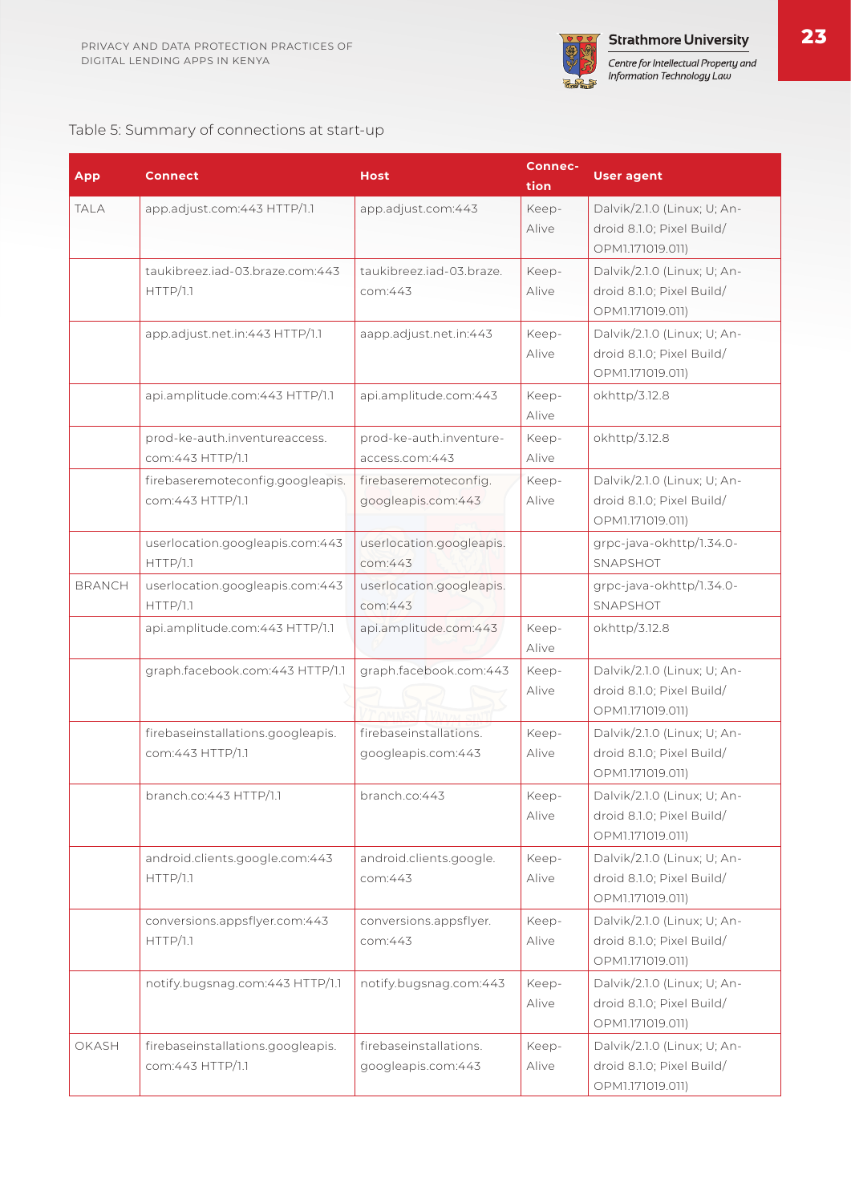Table 5: Summary of connections at start-up

| App | Connect | Host | Connection | User agent |
|---|---|---|---|---|
| TALA | app.adjust.com:443 HTTP/1.1 | app.adjust.com:443 | Keep-Alive | Dalvik/2.1.0 (Linux; U; Android 8.1.0; Pixel Build/OPM1.171019.011) |
| | taukibreez.iad-03.braze.com:443 HTTP/1.1 | taukibreez.iad-03.braze.com:443 | Keep-Alive | Dalvik/2.1.0 (Linux; U; Android 8.1.0; Pixel Build/OPM1.171019.011) |
| | app.adjust.net.in:443 HTTP/1.1 | aapp.adjust.net.in:443 | Keep-Alive | Dalvik/2.1.0 (Linux; U; Android 8.1.0; Pixel Build/OPM1.171019.011) |
| | api.amplitude.com:443 HTTP/1.1 | api.amplitude.com:443 | Keep-Alive | okhttp/3.12.8 |
| | prod-ke-auth.inventureaccess.com:443 HTTP/1.1 | prod-ke-auth.inventure-access.com:443 | Keep-Alive | okhttp/3.12.8 |
| | firebaseremoteconfig.googleapis.com:443 HTTP/1.1 | firebaseremoteconfig.googleapis.com:443 | Keep-Alive | Dalvik/2.1.0 (Linux; U; Android 8.1.0; Pixel Build/OPM1.171019.011) |
| | userlocation.googleapis.com:443 HTTP/1.1 | userlocation.googleapis.com:443 | | grpc-java-okhttp/1.34.0-SNAPSHOT |
| BRANCH | userlocation.googleapis.com:443 HTTP/1.1 | userlocation.googleapis.com:443 | | grpc-java-okhttp/1.34.0-SNAPSHOT |
| | api.amplitude.com:443 HTTP/1.1 | api.amplitude.com:443 | Keep-Alive | okhttp/3.12.8 |
| | graph.facebook.com:443 HTTP/1.1 | graph.facebook.com:443 | Keep-Alive | Dalvik/2.1.0 (Linux; U; Android 8.1.0; Pixel Build/OPM1.171019.011) |
| | firebaseinstallations.googleapis.com:443 HTTP/1.1 | firebaseinstallations.googleapis.com:443 | Keep-Alive | Dalvik/2.1.0 (Linux; U; Android 8.1.0; Pixel Build/OPM1.171019.011) |
| | branch.co:443 HTTP/1.1 | branch.co:443 | Keep-Alive | Dalvik/2.1.0 (Linux; U; Android 8.1.0; Pixel Build/OPM1.171019.011) |
| | android.clients.google.com:443 HTTP/1.1 | android.clients.google.com:443 | Keep-Alive | Dalvik/2.1.0 (Linux; U; Android 8.1.0; Pixel Build/OPM1.171019.011) |
| | conversions.appsflyer.com:443 HTTP/1.1 | conversions.appsflyer.com:443 | Keep-Alive | Dalvik/2.1.0 (Linux; U; Android 8.1.0; Pixel Build/OPM1.171019.011) |
| | notify.bugsnag.com:443 HTTP/1.1 | notify.bugsnag.com:443 | Keep-Alive | Dalvik/2.1.0 (Linux; U; Android 8.1.0; Pixel Build/OPM1.171019.011) |
| OKASH | firebaseinstallations.googleapis.com:443 HTTP/1.1 | firebaseinstallations.googleapis.com:443 | Keep-Alive | Dalvik/2.1.0 (Linux; U; Android 8.1.0; Pixel Build/OPM1.171019.011) |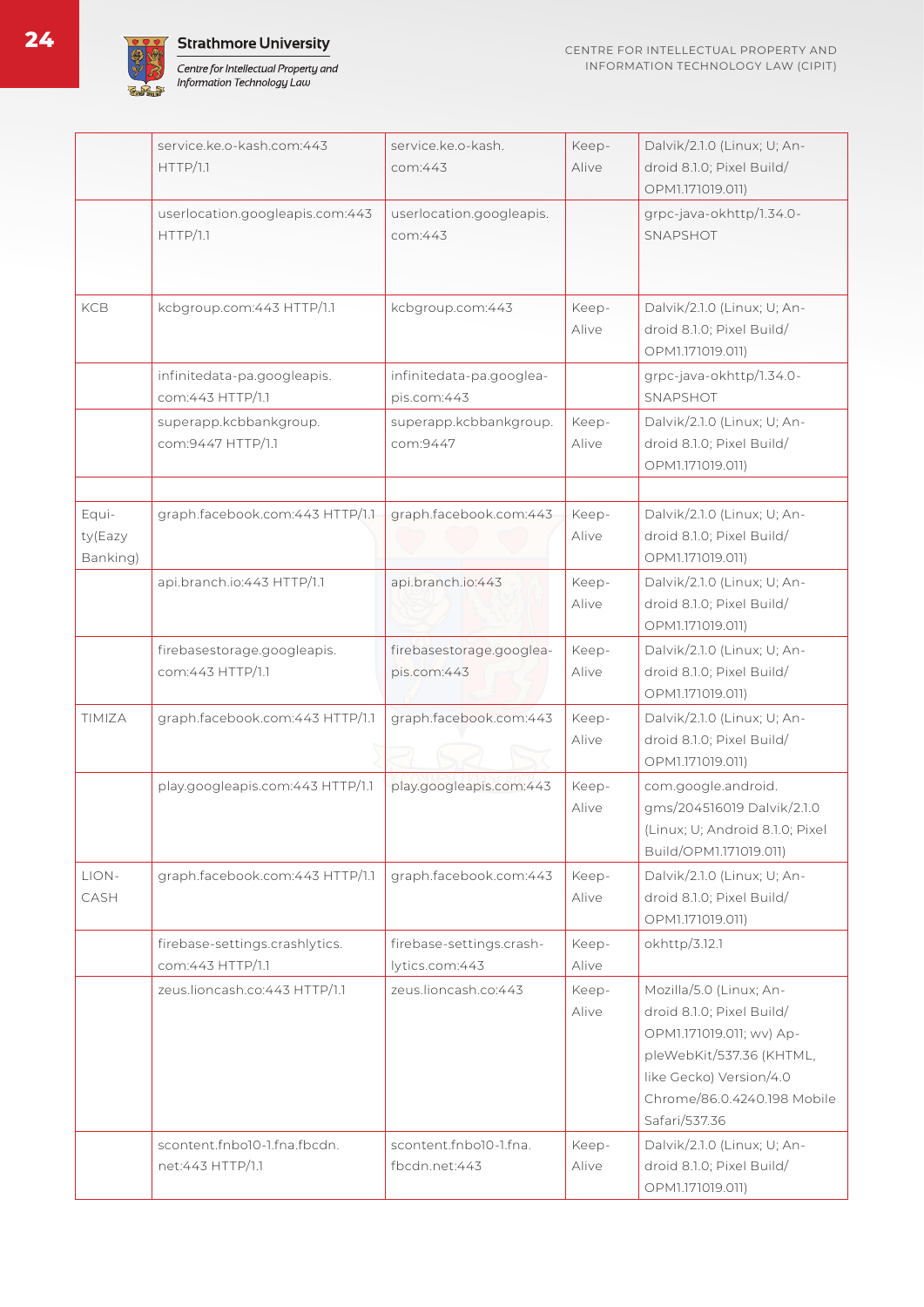| | | | | |
|---|---|---|---|---|
| | service.ke.o-kash.com:443 HTTP/1.1 | service.ke.o-kash.com:443 | Keep-Alive | Dalvik/2.1.0 (Linux; U; Android 8.1.0; Pixel Build/OPM1.171019.011) |
| | userlocation.googleapis.com:443 HTTP/1.1 | userlocation.googleapis.com:443 | | grpc-java-okhttp/1.34.0-SNAPSHOT |
| KCB | kcbgroup.com:443 HTTP/1.1 | kcbgroup.com:443 | Keep-Alive | Dalvik/2.1.0 (Linux; U; Android 8.1.0; Pixel Build/OPM1.171019.011) |
| | infinitedata-pa.googleapis.com:443 HTTP/1.1 | infinitedata-pa.googleapis.com:443 | | grpc-java-okhttp/1.34.0-SNAPSHOT |
| | superapp.kcbbankgroup.com:9447 HTTP/1.1 | superapp.kcbbankgroup.com:9447 | Keep-Alive | Dalvik/2.1.0 (Linux; U; Android 8.1.0; Pixel Build/OPM1.171019.011) |
| | | | | |
| Equity(Eazy Banking) | graph.facebook.com:443 HTTP/1.1 | graph.facebook.com:443 | Keep-Alive | Dalvik/2.1.0 (Linux; U; Android 8.1.0; Pixel Build/OPM1.171019.011) |
| | api.branch.io:443 HTTP/1.1 | api.branch.io:443 | Keep-Alive | Dalvik/2.1.0 (Linux; U; Android 8.1.0; Pixel Build/OPM1.171019.011) |
| | firebasestorage.googleapis.com:443 HTTP/1.1 | firebasestorage.googleapis.com:443 | Keep-Alive | Dalvik/2.1.0 (Linux; U; Android 8.1.0; Pixel Build/OPM1.171019.011) |
| TIMIZA | graph.facebook.com:443 HTTP/1.1 | graph.facebook.com:443 | Keep-Alive | Dalvik/2.1.0 (Linux; U; Android 8.1.0; Pixel Build/OPM1.171019.011) |
| | play.googleapis.com:443 HTTP/1.1 | play.googleapis.com:443 | Keep-Alive | com.google.android.gms/204516019 Dalvik/2.1.0 (Linux; U; Android 8.1.0; Pixel Build/OPM1.171019.011) |
| LION-CASH | graph.facebook.com:443 HTTP/1.1 | graph.facebook.com:443 | Keep-Alive | Dalvik/2.1.0 (Linux; U; Android 8.1.0; Pixel Build/OPM1.171019.011) |
| | firebase-settings.crashlytics.com:443 HTTP/1.1 | firebase-settings.crashlytics.com:443 | Keep-Alive | okhttp/3.12.1 |
| | zeus.lioncash.co:443 HTTP/1.1 | zeus.lioncash.co:443 | Keep-Alive | Mozilla/5.0 (Linux; Android 8.1.0; Pixel Build/OPM1.171019.011; wv) AppleWebKit/537.36 (KHTML, like Gecko) Version/4.0 Chrome/86.0.4240.198 Mobile Safari/537.36 |
| | scontent.fnbo10-1.fna.fbcdn.net:443 HTTP/1.1 | scontent.fnbo10-1.fna.fbcdn.net:443 | Keep-Alive | Dalvik/2.1.0 (Linux; U; Android 8.1.0; Pixel Build/OPM1.171019.011) |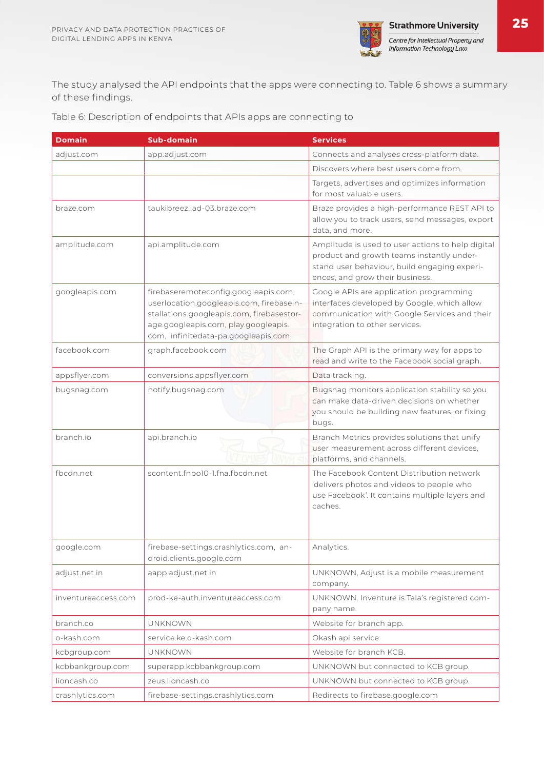The study analysed the API endpoints that the apps were connecting to. Table 6 shows a summary of these findings.

Table 6: Description of endpoints that APIs apps are connecting to

| Domain | Sub-domain | Services |
|---|---|---|
| adjust.com | app.adjust.com | Connects and analyses cross-platform data. |
| | | Discovers where best users come from. |
| | | Targets, advertises and optimizes information for most valuable users. |
| braze.com | taukibreez.iad-03.braze.com | Braze provides a high-performance REST API to allow you to track users, send messages, export data, and more. |
| amplitude.com | api.amplitude.com | Amplitude is used to user actions to help digital product and growth teams instantly under-stand user behaviour, build engaging experi-ences, and grow their business. |
| googleapis.com | firebaseremoteconfig.googleapis.com, userlocation.googleapis.com, firebasein-stallations.googleapis.com, firebasestor-age.googleapis.com, play.googleapis.com, infinitedata-pa.googleapis.com | Google APIs are application programming interfaces developed by Google, which allow communication with Google Services and their integration to other services. |
| facebook.com | graph.facebook.com | The Graph API is the primary way for apps to read and write to the Facebook social graph. |
| appsflyer.com | conversions.appsflyer.com | Data tracking. |
| bugsnag.com | notify.bugsnag.com | Bugsnag monitors application stability so you can make data-driven decisions on whether you should be building new features, or fixing bugs. |
| branch.io | api.branch.io | Branch Metrics provides solutions that unify user measurement across different devices, platforms, and channels. |
| fbcdn.net | scontent.fnbo10-1.fna.fbcdn.net | The Facebook Content Distribution network 'delivers photos and videos to people who use Facebook'. It contains multiple layers and caches. |
| google.com | firebase-settings.crashlytics.com, an-droid.clients.google.com | Analytics. |
| adjust.net.in | aapp.adjust.net.in | UNKNOWN, Adjust is a mobile measurement company. |
| inventureaccess.com | prod-ke-auth.inventureaccess.com | UNKNOWN. Inventure is Tala's registered com-pany name. |
| branch.co | UNKNOWN | Website for branch app. |
| o-kash.com | service.ke.o-kash.com | Okash api service |
| kcbgroup.com | UNKNOWN | Website for branch KCB. |
| kcbbankgroup.com | superapp.kcbbankgroup.com | UNKNOWN but connected to KCB group. |
| lioncash.co | zeus.lioncash.co | UNKNOWN but connected to KCB group. |
| crashlytics.com | firebase-settings.crashlytics.com | Redirects to firebase.google.com |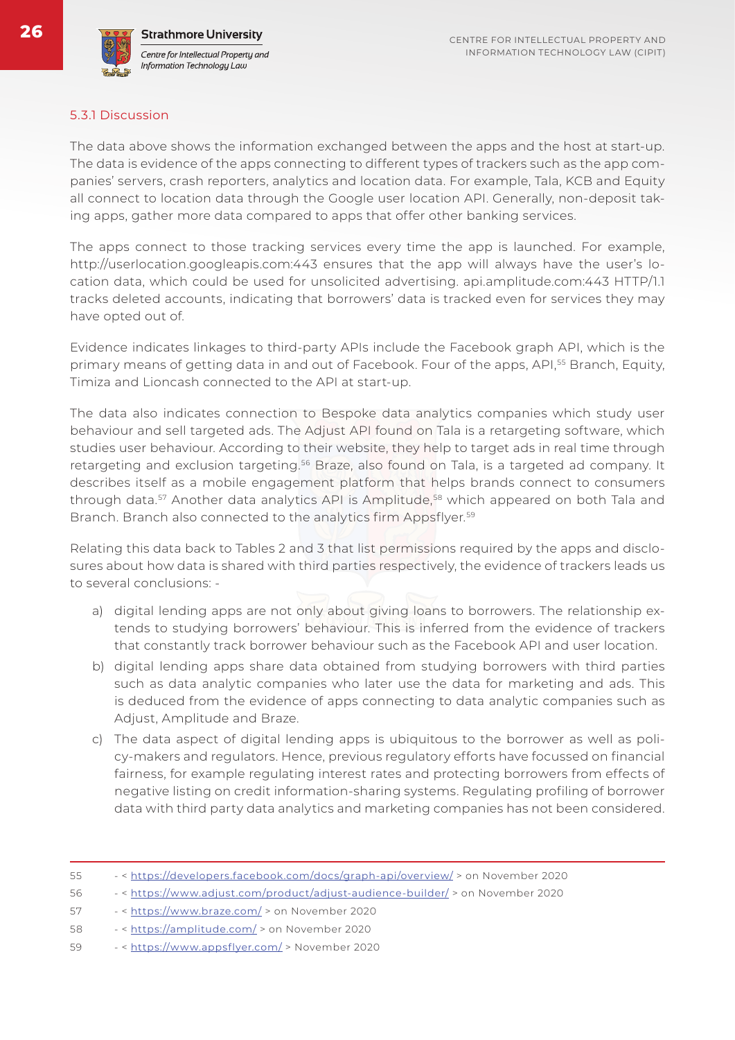### 5.3.1 Discussion

The data above shows the information exchanged between the apps and the host at start-up. The data is evidence of the apps connecting to different types of trackers such as the app companies' servers, crash reporters, analytics and location data. For example, Tala, KCB and Equity all connect to location data through the Google user location API. Generally, non-deposit taking apps, gather more data compared to apps that offer other banking services.

The apps connect to those tracking services every time the app is launched. For example, http://userlocation.googleapis.com:443 ensures that the app will always have the user's location data, which could be used for unsolicited advertising. api.amplitude.com:443 HTTP/1.1 tracks deleted accounts, indicating that borrowers' data is tracked even for services they may have opted out of.

Evidence indicates linkages to third-party APIs include the Facebook graph API, which is the primary means of getting data in and out of Facebook. Four of the apps, API,[55] Branch, Equity, Timiza and Lioncash connected to the API at start-up.

The data also indicates connection to Bespoke data analytics companies which study user behaviour and sell targeted ads. The Adjust API found on Tala is a retargeting software, which studies user behaviour. According to their website, they help to target ads in real time through retargeting and exclusion targeting.[56] Braze, also found on Tala, is a targeted ad company. It describes itself as a mobile engagement platform that helps brands connect to consumers through data.[57] Another data analytics API is Amplitude,[58] which appeared on both Tala and Branch. Branch also connected to the analytics firm Appsflyer.[59]

Relating this data back to Tables 2 and 3 that list permissions required by the apps and disclosures about how data is shared with third parties respectively, the evidence of trackers leads us to several conclusions: -

a) digital lending apps are not only about giving loans to borrowers. The relationship extends to studying borrowers' behaviour. This is inferred from the evidence of trackers that constantly track borrower behaviour such as the Facebook API and user location.

b) digital lending apps share data obtained from studying borrowers with third parties such as data analytic companies who later use the data for marketing and ads. This is deduced from the evidence of apps connecting to data analytic companies such as Adjust, Amplitude and Braze.

c) The data aspect of digital lending apps is ubiquitous to the borrower as well as policy-makers and regulators. Hence, previous regulatory efforts have focussed on financial fairness, for example regulating interest rates and protecting borrowers from effects of negative listing on credit information-sharing systems. Regulating profiling of borrower data with third party data analytics and marketing companies has not been considered.

---

55 - < https://developers.facebook.com/docs/graph-api/overview/ > on November 2020

56 - < https://www.adjust.com/product/adjust-audience-builder/ > on November 2020

57 - < https://www.braze.com/ > on November 2020

58 - < https://amplitude.com/ > on November 2020

59 - < https://www.appsflyer.com/ > November 2020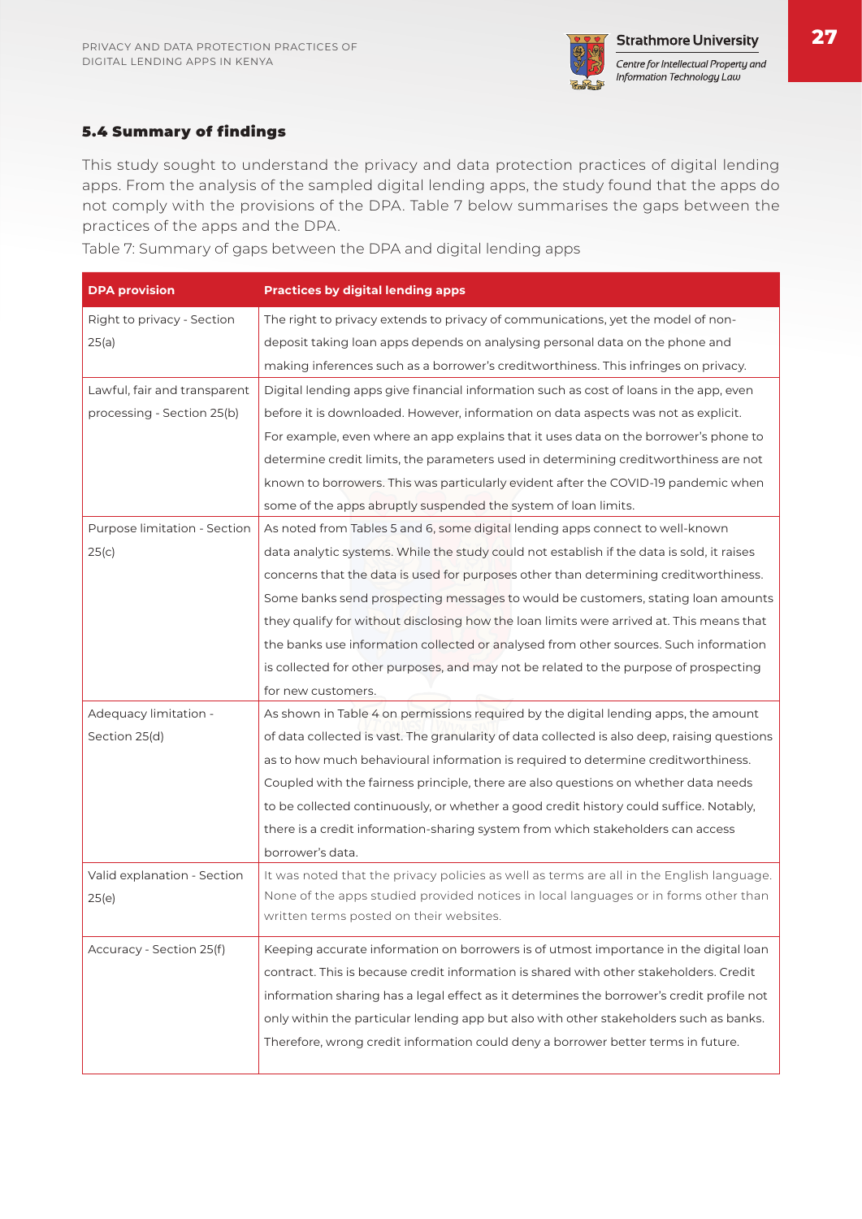### 5.4 Summary of findings

This study sought to understand the privacy and data protection practices of digital lending apps. From the analysis of the sampled digital lending apps, the study found that the apps do not comply with the provisions of the DPA. Table 7 below summarises the gaps between the practices of the apps and the DPA.

Table 7: Summary of gaps between the DPA and digital lending apps

| DPA provision | Practices by digital lending apps |
| --- | --- |
| Right to privacy - Section 25(a) | The right to privacy extends to privacy of communications, yet the model of non-deposit taking loan apps depends on analysing personal data on the phone and making inferences such as a borrower's creditworthiness. This infringes on privacy. |
| Lawful, fair and transparent processing - Section 25(b) | Digital lending apps give financial information such as cost of loans in the app, even before it is downloaded. However, information on data aspects was not as explicit. For example, even where an app explains that it uses data on the borrower's phone to determine credit limits, the parameters used in determining creditworthiness are not known to borrowers. This was particularly evident after the COVID-19 pandemic when some of the apps abruptly suspended the system of loan limits. |
| Purpose limitation - Section 25(c) | As noted from Tables 5 and 6, some digital lending apps connect to well-known data analytic systems. While the study could not establish if the data is sold, it raises concerns that the data is used for purposes other than determining creditworthiness. Some banks send prospecting messages to would be customers, stating loan amounts they qualify for without disclosing how the loan limits were arrived at. This means that the banks use information collected or analysed from other sources. Such information is collected for other purposes, and may not be related to the purpose of prospecting for new customers. |
| Adequacy limitation - Section 25(d) | As shown in Table 4 on permissions required by the digital lending apps, the amount of data collected is vast. The granularity of data collected is also deep, raising questions as to how much behavioural information is required to determine creditworthiness. Coupled with the fairness principle, there are also questions on whether data needs to be collected continuously, or whether a good credit history could suffice. Notably, there is a credit information-sharing system from which stakeholders can access borrower's data. |
| Valid explanation - Section 25(e) | It was noted that the privacy policies as well as terms are all in the English language. None of the apps studied provided notices in local languages or in forms other than written terms posted on their websites. |
| Accuracy - Section 25(f) | Keeping accurate information on borrowers is of utmost importance in the digital loan contract. This is because credit information is shared with other stakeholders. Credit information sharing has a legal effect as it determines the borrower's credit profile not only within the particular lending app but also with other stakeholders such as banks. Therefore, wrong credit information could deny a borrower better terms in future. |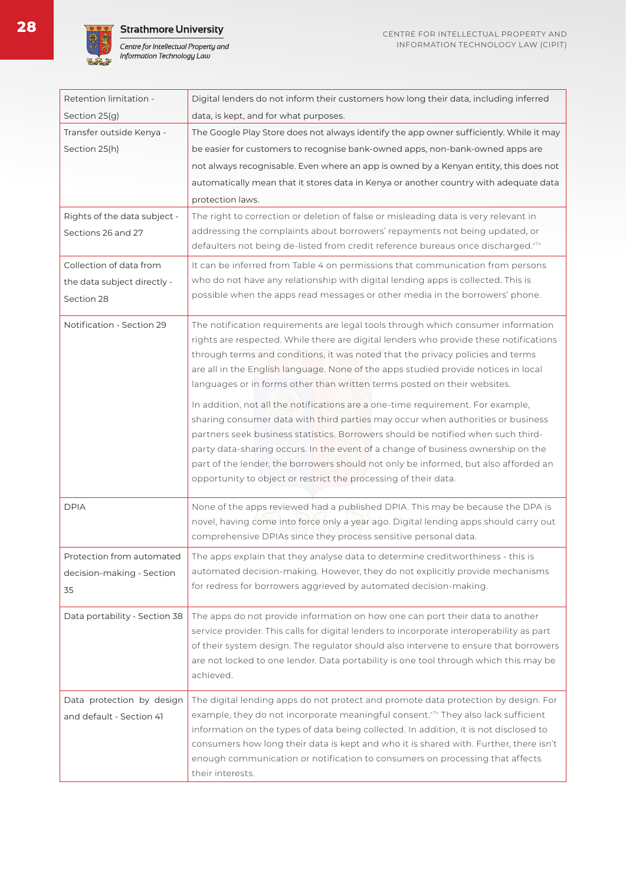| Retention limitation - Section 25(g) | Digital lenders do not inform their customers how long their data, including inferred data, is kept, and for what purposes. |
|---|---|
| Transfer outside Kenya - Section 25(h) | The Google Play Store does not always identify the app owner sufficiently. While it may be easier for customers to recognise bank-owned apps, non-bank-owned apps are not always recognisable. Even where an app is owned by a Kenyan entity, this does not automatically mean that it stores data in Kenya or another country with adequate data protection laws. |
| Rights of the data subject - Sections 26 and 27 | The right to correction or deletion of false or misleading data is very relevant in addressing the complaints about borrowers' repayments not being updated, or defaulters not being de-listed from credit reference bureaus once discharged.[72] |
| Collection of data from the data subject directly - Section 28 | It can be inferred from Table 4 on permissions that communication from persons who do not have any relationship with digital lending apps is collected. This is possible when the apps read messages or other media in the borrowers' phone. |
| Notification - Section 29 | The notification requirements are legal tools through which consumer information rights are respected. While there are digital lenders who provide these notifications through terms and conditions, it was noted that the privacy policies and terms are all in the English language. None of the apps studied provide notices in local languages or in forms other than written terms posted on their websites. In addition, not all the notifications are a one-time requirement. For example, sharing consumer data with third parties may occur when authorities or business partners seek business statistics. Borrowers should be notified when such third-party data-sharing occurs. In the event of a change of business ownership on the part of the lender, the borrowers should not only be informed, but also afforded an opportunity to object or restrict the processing of their data. |
| DPIA | None of the apps reviewed had a published DPIA. This may be because the DPA is novel, having come into force only a year ago. Digital lending apps should carry out comprehensive DPIAs since they process sensitive personal data. |
| Protection from automated decision-making - Section 35 | The apps explain that they analyse data to determine creditworthiness - this is automated decision-making. However, they do not explicitly provide mechanisms for redress for borrowers aggrieved by automated decision-making. |
| Data portability - Section 38 | The apps do not provide information on how one can port their data to another service provider. This calls for digital lenders to incorporate interoperability as part of their system design. The regulator should also intervene to ensure that borrowers are not locked to one lender. Data portability is one tool through which this may be achieved. |
| Data protection by design and default - Section 41 | The digital lending apps do not protect and promote data protection by design. For example, they do not incorporate meaningful consent.[73] They also lack sufficient information on the types of data being collected. In addition, it is not disclosed to consumers how long their data is kept and who it is shared with. Further, there isn't enough communication or notification to consumers on processing that affects their interests. |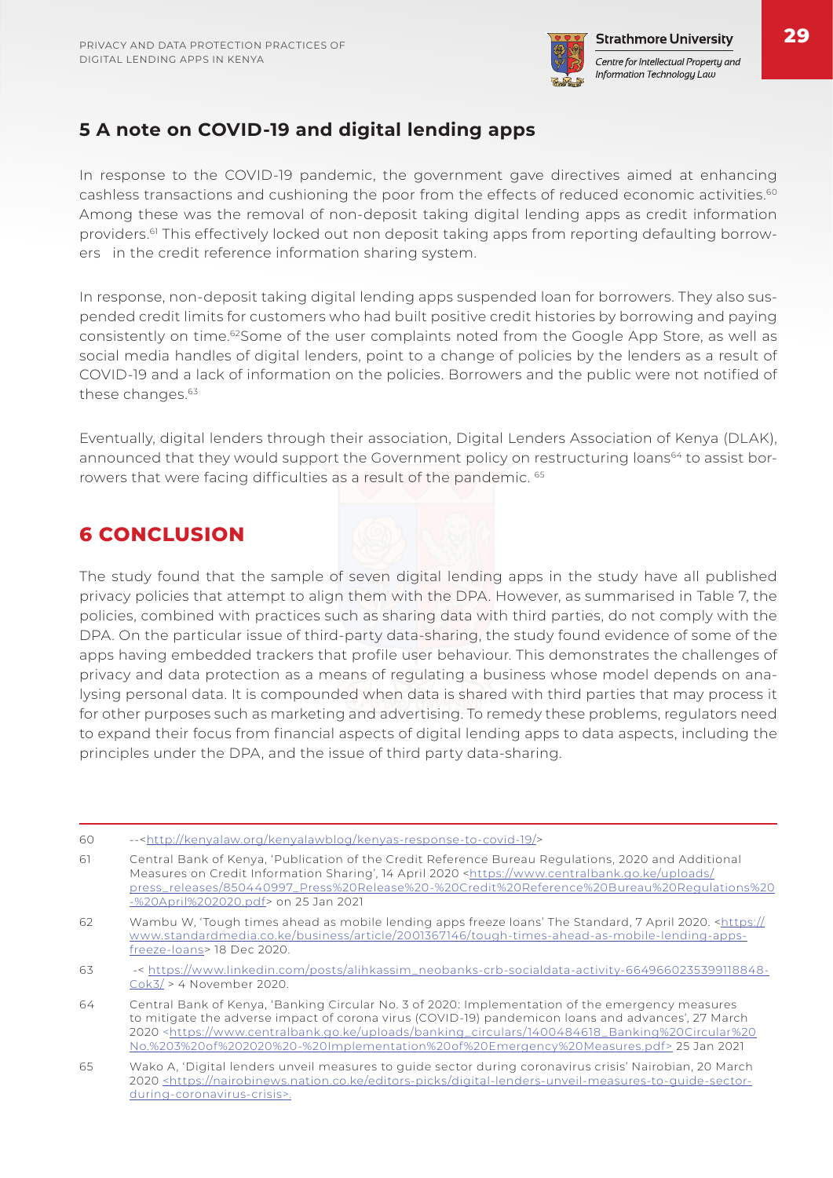## 5 A note on COVID-19 and digital lending apps

In response to the COVID-19 pandemic, the government gave directives aimed at enhancing cashless transactions and cushioning the poor from the effects of reduced economic activities.[60] Among these was the removal of non-deposit taking digital lending apps as credit information providers.[61] This effectively locked out non deposit taking apps from reporting defaulting borrowers in the credit reference information sharing system.

In response, non-deposit taking digital lending apps suspended loan for borrowers. They also suspended credit limits for customers who had built positive credit histories by borrowing and paying consistently on time.[62]Some of the user complaints noted from the Google App Store, as well as social media handles of digital lenders, point to a change of policies by the lenders as a result of COVID-19 and a lack of information on the policies. Borrowers and the public were not notified of these changes.[63]

Eventually, digital lenders through their association, Digital Lenders Association of Kenya (DLAK), announced that they would support the Government policy on restructuring loans[64] to assist borrowers that were facing difficulties as a result of the pandemic. [65]

## 6 CONCLUSION

The study found that the sample of seven digital lending apps in the study have all published privacy policies that attempt to align them with the DPA. However, as summarised in Table 7, the policies, combined with practices such as sharing data with third parties, do not comply with the DPA. On the particular issue of third-party data-sharing, the study found evidence of some of the apps having embedded trackers that profile user behaviour. This demonstrates the challenges of privacy and data protection as a means of regulating a business whose model depends on analysing personal data. It is compounded when data is shared with third parties that may process it for other purposes such as marketing and advertising. To remedy these problems, regulators need to expand their focus from financial aspects of digital lending apps to data aspects, including the principles under the DPA, and the issue of third party data-sharing.

---

60 --<http://kenyalaw.org/kenyalawblog/kenyas-response-to-covid-19/>

61 Central Bank of Kenya, 'Publication of the Credit Reference Bureau Regulations, 2020 and Additional Measures on Credit Information Sharing', 14 April 2020 <https://www.centralbank.go.ke/uploads/press_releases/850440997_Press%20Release%20-%20Credit%20Reference%20Bureau%20Regulations%20-%20April%202020.pdf> on 25 Jan 2021

62 Wambu W, 'Tough times ahead as mobile lending apps freeze loans' The Standard, 7 April 2020. <https://www.standardmedia.co.ke/business/article/2001367146/tough-times-ahead-as-mobile-lending-apps-freeze-loans> 18 Dec 2020.

63 -< https://www.linkedin.com/posts/alihkassim_neobanks-crb-socialdata-activity-6649660235399118848-Cok3/ > 4 November 2020.

64 Central Bank of Kenya, 'Banking Circular No. 3 of 2020: Implementation of the emergency measures to mitigate the adverse impact of corona virus (COVID-19) pandemicon loans and advances', 27 March 2020 <https://www.centralbank.go.ke/uploads/banking_circulars/1400484618_Banking%20Circular%20No.%203%20of%202020%20-%20Implementation%20of%20Emergency%20Measures.pdf> 25 Jan 2021

65 Wako A, 'Digital lenders unveil measures to guide sector during coronavirus crisis' Nairobian, 20 March 2020 <https://nairobinews.nation.co.ke/editors-picks/digital-lenders-unveil-measures-to-guide-sector-during-coronavirus-crisis>.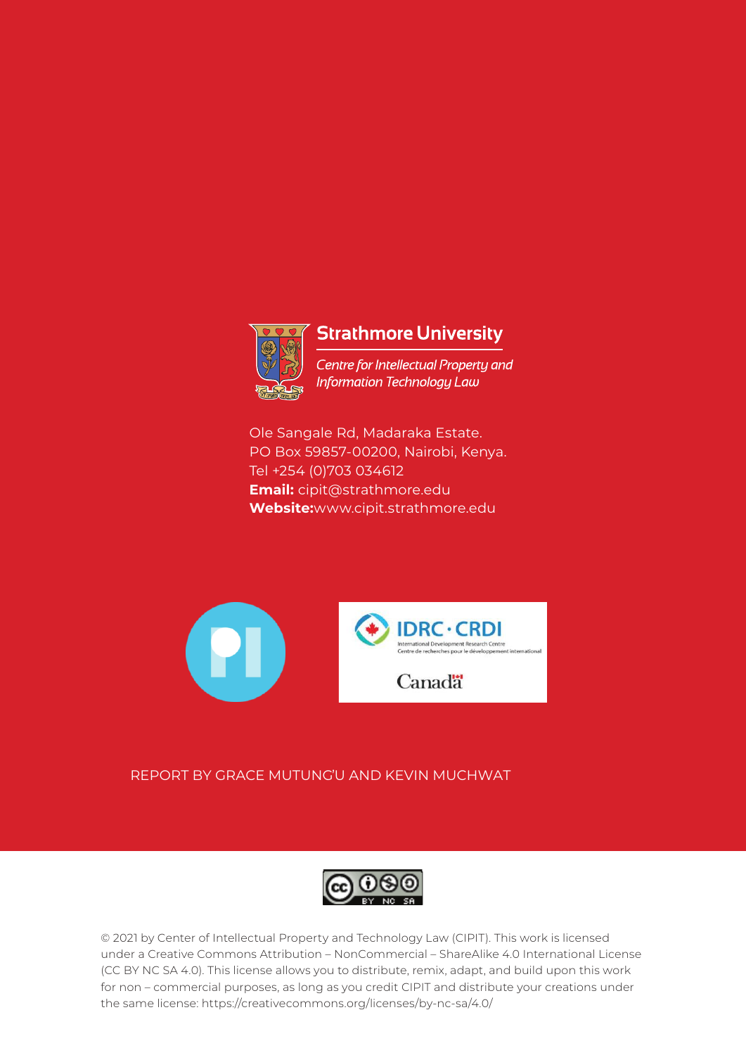**Strathmore University**

*Centre for Intellectual Property and Information Technology Law*

Ole Sangale Rd, Madaraka Estate.
PO Box 59857-00200, Nairobi, Kenya.
Tel +254 (0)703 034612
**Email:** cipit@strathmore.edu
**Website:**www.cipit.strathmore.edu

IDRC · CRDI
International Development Research Centre
Centre de recherches pour le développement international
Canada

REPORT BY GRACE MUTUNG'U AND KEVIN MUCHWAT

© 2021 by Center of Intellectual Property and Technology Law (CIPIT). This work is licensed under a Creative Commons Attribution – NonCommercial – ShareAlike 4.0 International License (CC BY NC SA 4.0). This license allows you to distribute, remix, adapt, and build upon this work for non – commercial purposes, as long as you credit CIPIT and distribute your creations under the same license: https://creativecommons.org/licenses/by-nc-sa/4.0/